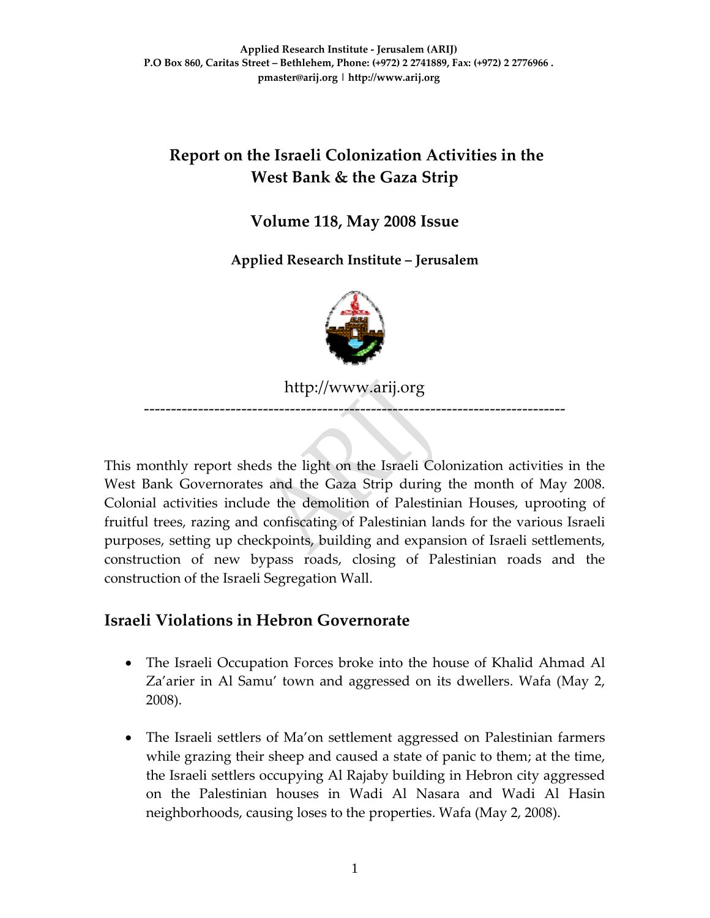**Applied Research Institute - Jerusalem (ARIJ)**
**P.O Box 860, Caritas Street – Bethlehem, Phone: (+972) 2 2741889, Fax: (+972) 2 2776966 .**
**pmaster@arij.org | http://www.arij.org**

# Report on the Israeli Colonization Activities in the West Bank & the Gaza Strip

## Volume 118, May 2008 Issue

**Applied Research Institute – Jerusalem**

http://www.arij.org

---

This monthly report sheds the light on the Israeli Colonization activities in the West Bank Governorates and the Gaza Strip during the month of May 2008. Colonial activities include the demolition of Palestinian Houses, uprooting of fruitful trees, razing and confiscating of Palestinian lands for the various Israeli purposes, setting up checkpoints, building and expansion of Israeli settlements, construction of new bypass roads, closing of Palestinian roads and the construction of the Israeli Segregation Wall.

## Israeli Violations in Hebron Governorate

- The Israeli Occupation Forces broke into the house of Khalid Ahmad Al Za'arier in Al Samu' town and aggressed on its dwellers. Wafa (May 2, 2008).

- The Israeli settlers of Ma'on settlement aggressed on Palestinian farmers while grazing their sheep and caused a state of panic to them; at the time, the Israeli settlers occupying Al Rajaby building in Hebron city aggressed on the Palestinian houses in Wadi Al Nasara and Wadi Al Hasin neighborhoods, causing loses to the properties. Wafa (May 2, 2008).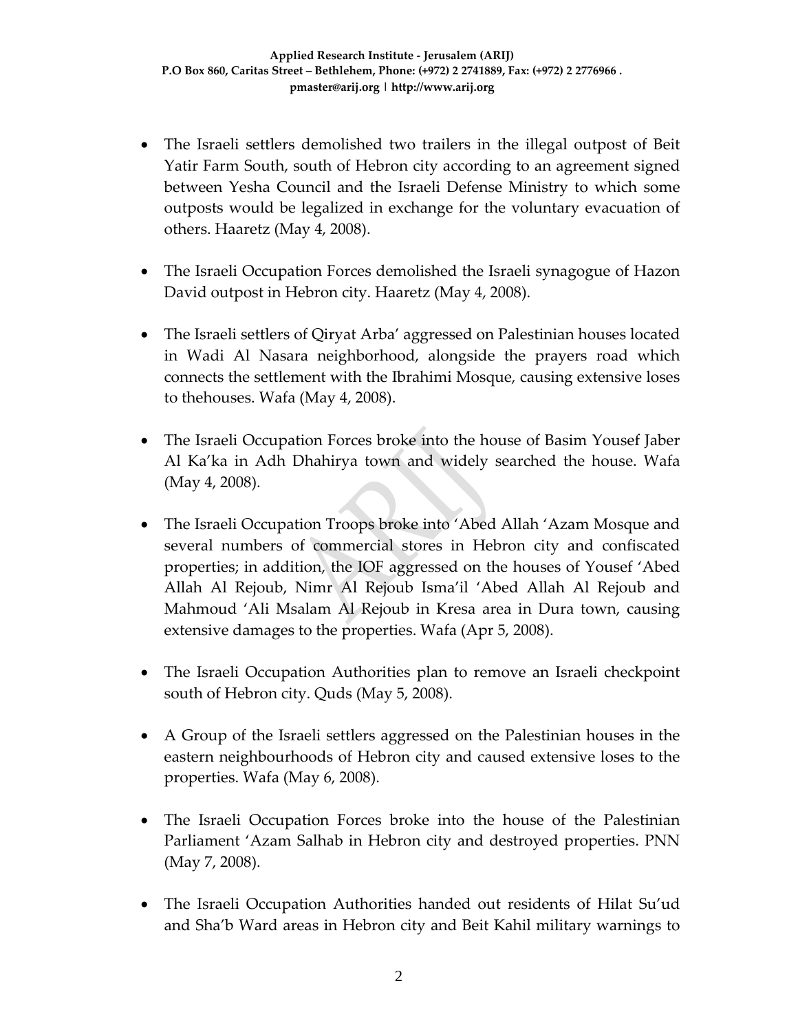- The Israeli settlers demolished two trailers in the illegal outpost of Beit Yatir Farm South, south of Hebron city according to an agreement signed between Yesha Council and the Israeli Defense Ministry to which some outposts would be legalized in exchange for the voluntary evacuation of others. Haaretz (May 4, 2008).

- The Israeli Occupation Forces demolished the Israeli synagogue of Hazon David outpost in Hebron city. Haaretz (May 4, 2008).

- The Israeli settlers of Qiryat Arba' aggressed on Palestinian houses located in Wadi Al Nasara neighborhood, alongside the prayers road which connects the settlement with the Ibrahimi Mosque, causing extensive loses to thehouses. Wafa (May 4, 2008).

- The Israeli Occupation Forces broke into the house of Basim Yousef Jaber Al Ka'ka in Adh Dhahirya town and widely searched the house. Wafa (May 4, 2008).

- The Israeli Occupation Troops broke into 'Abed Allah 'Azam Mosque and several numbers of commercial stores in Hebron city and confiscated properties; in addition, the IOF aggressed on the houses of Yousef 'Abed Allah Al Rejoub, Nimr Al Rejoub Isma'il 'Abed Allah Al Rejoub and Mahmoud 'Ali Msalam Al Rejoub in Kresa area in Dura town, causing extensive damages to the properties. Wafa (Apr 5, 2008).

- The Israeli Occupation Authorities plan to remove an Israeli checkpoint south of Hebron city. Quds (May 5, 2008).

- A Group of the Israeli settlers aggressed on the Palestinian houses in the eastern neighbourhoods of Hebron city and caused extensive loses to the properties. Wafa (May 6, 2008).

- The Israeli Occupation Forces broke into the house of the Palestinian Parliament 'Azam Salhab in Hebron city and destroyed properties. PNN (May 7, 2008).

- The Israeli Occupation Authorities handed out residents of Hilat Su'ud and Sha'b Ward areas in Hebron city and Beit Kahil military warnings to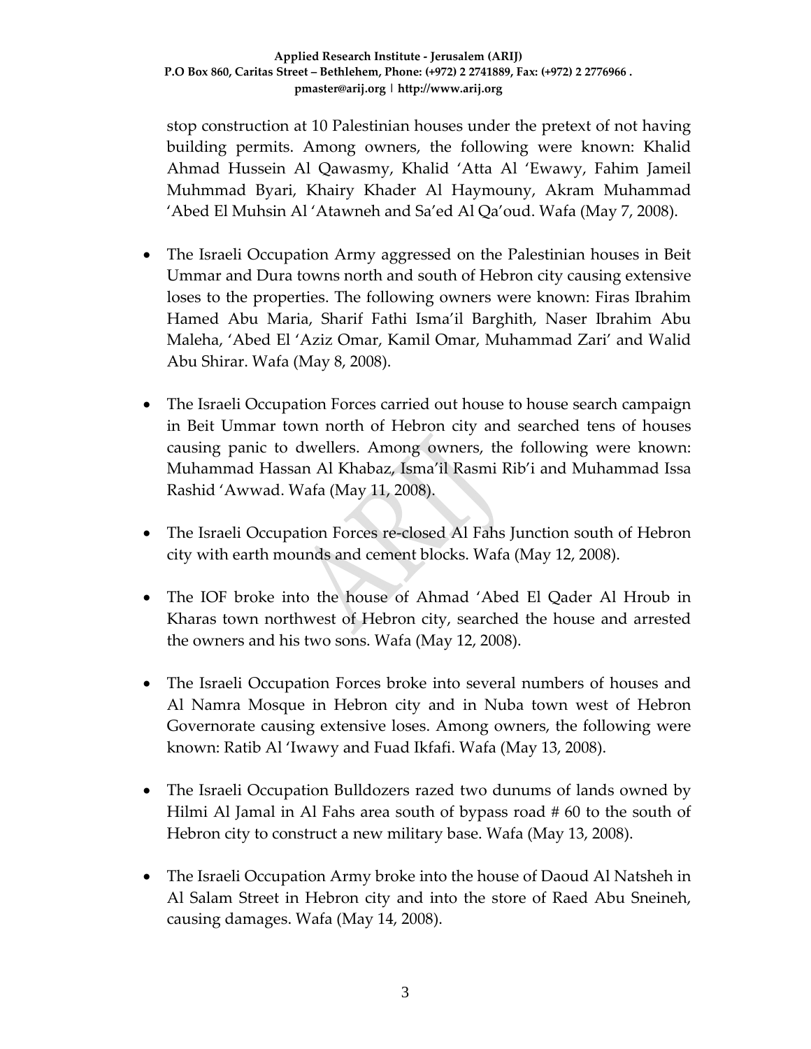stop construction at 10 Palestinian houses under the pretext of not having building permits. Among owners, the following were known: Khalid Ahmad Hussein Al Qawasmy, Khalid 'Atta Al 'Ewawy, Fahim Jameil Muhmmad Byari, Khairy Khader Al Haymouny, Akram Muhammad 'Abed El Muhsin Al 'Atawneh and Sa'ed Al Qa'oud. Wafa (May 7, 2008).

- The Israeli Occupation Army aggressed on the Palestinian houses in Beit Ummar and Dura towns north and south of Hebron city causing extensive loses to the properties. The following owners were known: Firas Ibrahim Hamed Abu Maria, Sharif Fathi Isma'il Barghith, Naser Ibrahim Abu Maleha, 'Abed El 'Aziz Omar, Kamil Omar, Muhammad Zari' and Walid Abu Shirar. Wafa (May 8, 2008).

- The Israeli Occupation Forces carried out house to house search campaign in Beit Ummar town north of Hebron city and searched tens of houses causing panic to dwellers. Among owners, the following were known: Muhammad Hassan Al Khabaz, Isma'il Rasmi Rib'i and Muhammad Issa Rashid 'Awwad. Wafa (May 11, 2008).

- The Israeli Occupation Forces re-closed Al Fahs Junction south of Hebron city with earth mounds and cement blocks. Wafa (May 12, 2008).

- The IOF broke into the house of Ahmad 'Abed El Qader Al Hroub in Kharas town northwest of Hebron city, searched the house and arrested the owners and his two sons. Wafa (May 12, 2008).

- The Israeli Occupation Forces broke into several numbers of houses and Al Namra Mosque in Hebron city and in Nuba town west of Hebron Governorate causing extensive loses. Among owners, the following were known: Ratib Al 'Iwawy and Fuad Ikfafi. Wafa (May 13, 2008).

- The Israeli Occupation Bulldozers razed two dunums of lands owned by Hilmi Al Jamal in Al Fahs area south of bypass road # 60 to the south of Hebron city to construct a new military base. Wafa (May 13, 2008).

- The Israeli Occupation Army broke into the house of Daoud Al Natsheh in Al Salam Street in Hebron city and into the store of Raed Abu Sneineh, causing damages. Wafa (May 14, 2008).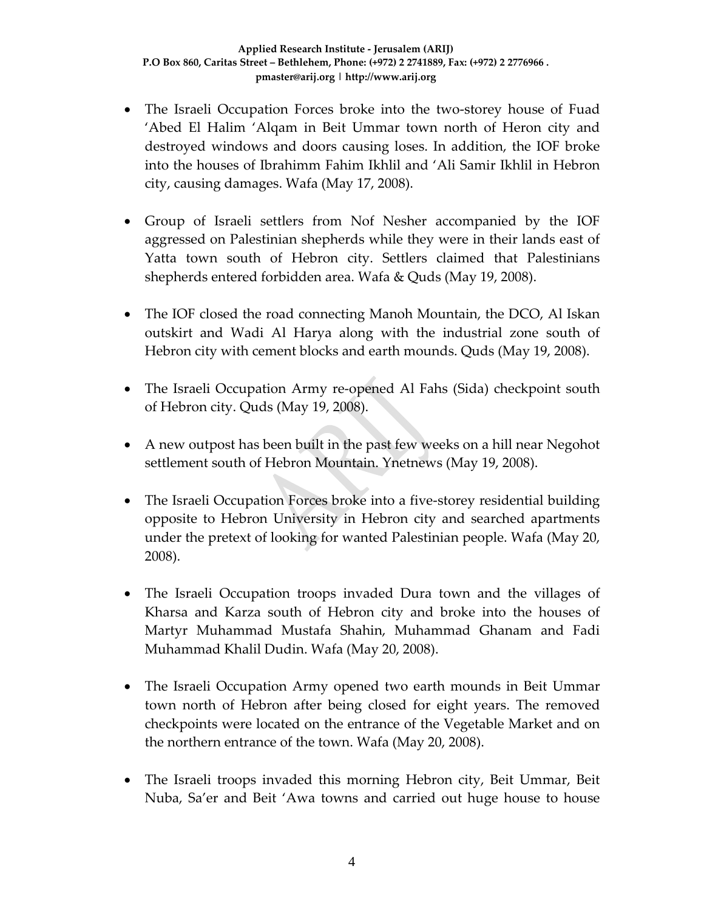- The Israeli Occupation Forces broke into the two-storey house of Fuad 'Abed El Halim 'Alqam in Beit Ummar town north of Heron city and destroyed windows and doors causing loses. In addition, the IOF broke into the houses of Ibrahimm Fahim Ikhlil and 'Ali Samir Ikhlil in Hebron city, causing damages. Wafa (May 17, 2008).

- Group of Israeli settlers from Nof Nesher accompanied by the IOF aggressed on Palestinian shepherds while they were in their lands east of Yatta town south of Hebron city. Settlers claimed that Palestinians shepherds entered forbidden area. Wafa & Quds (May 19, 2008).

- The IOF closed the road connecting Manoh Mountain, the DCO, Al Iskan outskirt and Wadi Al Harya along with the industrial zone south of Hebron city with cement blocks and earth mounds. Quds (May 19, 2008).

- The Israeli Occupation Army re-opened Al Fahs (Sida) checkpoint south of Hebron city. Quds (May 19, 2008).

- A new outpost has been built in the past few weeks on a hill near Negohot settlement south of Hebron Mountain. Ynetnews (May 19, 2008).

- The Israeli Occupation Forces broke into a five-storey residential building opposite to Hebron University in Hebron city and searched apartments under the pretext of looking for wanted Palestinian people. Wafa (May 20, 2008).

- The Israeli Occupation troops invaded Dura town and the villages of Kharsa and Karza south of Hebron city and broke into the houses of Martyr Muhammad Mustafa Shahin, Muhammad Ghanam and Fadi Muhammad Khalil Dudin. Wafa (May 20, 2008).

- The Israeli Occupation Army opened two earth mounds in Beit Ummar town north of Hebron after being closed for eight years. The removed checkpoints were located on the entrance of the Vegetable Market and on the northern entrance of the town. Wafa (May 20, 2008).

- The Israeli troops invaded this morning Hebron city, Beit Ummar, Beit Nuba, Sa'er and Beit 'Awa towns and carried out huge house to house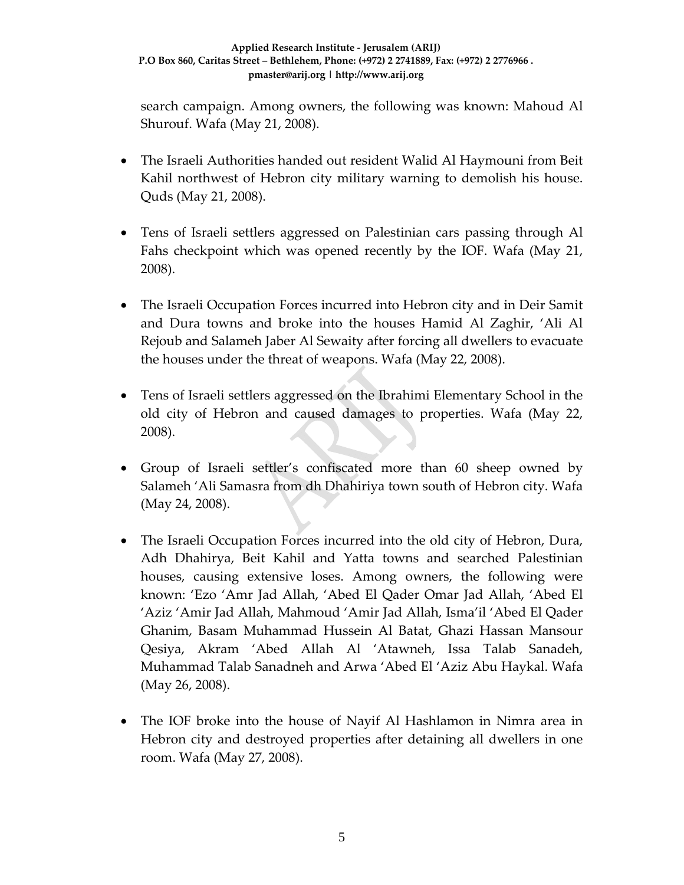search campaign. Among owners, the following was known: Mahoud Al Shurouf. Wafa (May 21, 2008).

- The Israeli Authorities handed out resident Walid Al Haymouni from Beit Kahil northwest of Hebron city military warning to demolish his house. Quds (May 21, 2008).

- Tens of Israeli settlers aggressed on Palestinian cars passing through Al Fahs checkpoint which was opened recently by the IOF. Wafa (May 21, 2008).

- The Israeli Occupation Forces incurred into Hebron city and in Deir Samit and Dura towns and broke into the houses Hamid Al Zaghir, 'Ali Al Rejoub and Salameh Jaber Al Sewaity after forcing all dwellers to evacuate the houses under the threat of weapons. Wafa (May 22, 2008).

- Tens of Israeli settlers aggressed on the Ibrahimi Elementary School in the old city of Hebron and caused damages to properties. Wafa (May 22, 2008).

- Group of Israeli settler's confiscated more than 60 sheep owned by Salameh 'Ali Samasra from dh Dhahiriya town south of Hebron city. Wafa (May 24, 2008).

- The Israeli Occupation Forces incurred into the old city of Hebron, Dura, Adh Dhahirya, Beit Kahil and Yatta towns and searched Palestinian houses, causing extensive loses. Among owners, the following were known: 'Ezo 'Amr Jad Allah, 'Abed El Qader Omar Jad Allah, 'Abed El 'Aziz 'Amir Jad Allah, Mahmoud 'Amir Jad Allah, Isma'il 'Abed El Qader Ghanim, Basam Muhammad Hussein Al Batat, Ghazi Hassan Mansour Qesiya, Akram 'Abed Allah Al 'Atawneh, Issa Talab Sanadeh, Muhammad Talab Sanadneh and Arwa 'Abed El 'Aziz Abu Haykal. Wafa (May 26, 2008).

- The IOF broke into the house of Nayif Al Hashlamon in Nimra area in Hebron city and destroyed properties after detaining all dwellers in one room. Wafa (May 27, 2008).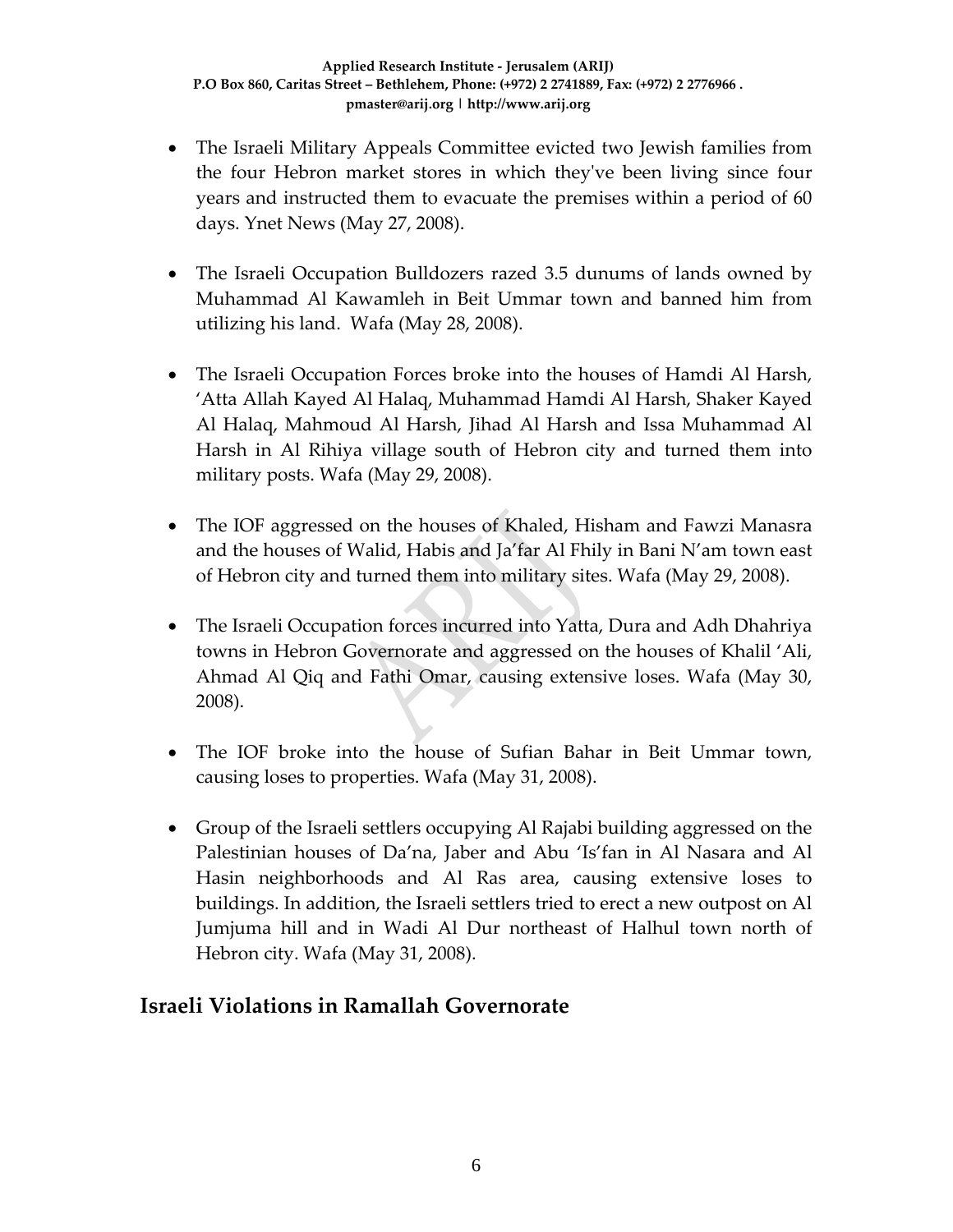- The Israeli Military Appeals Committee evicted two Jewish families from the four Hebron market stores in which they've been living since four years and instructed them to evacuate the premises within a period of 60 days. Ynet News (May 27, 2008).

- The Israeli Occupation Bulldozers razed 3.5 dunums of lands owned by Muhammad Al Kawamleh in Beit Ummar town and banned him from utilizing his land. Wafa (May 28, 2008).

- The Israeli Occupation Forces broke into the houses of Hamdi Al Harsh, 'Atta Allah Kayed Al Halaq, Muhammad Hamdi Al Harsh, Shaker Kayed Al Halaq, Mahmoud Al Harsh, Jihad Al Harsh and Issa Muhammad Al Harsh in Al Rihiya village south of Hebron city and turned them into military posts. Wafa (May 29, 2008).

- The IOF aggressed on the houses of Khaled, Hisham and Fawzi Manasra and the houses of Walid, Habis and Ja'far Al Fhily in Bani N'am town east of Hebron city and turned them into military sites. Wafa (May 29, 2008).

- The Israeli Occupation forces incurred into Yatta, Dura and Adh Dhahriya towns in Hebron Governorate and aggressed on the houses of Khalil 'Ali, Ahmad Al Qiq and Fathi Omar, causing extensive loses. Wafa (May 30, 2008).

- The IOF broke into the house of Sufian Bahar in Beit Ummar town, causing loses to properties. Wafa (May 31, 2008).

- Group of the Israeli settlers occupying Al Rajabi building aggressed on the Palestinian houses of Da'na, Jaber and Abu 'Is'fan in Al Nasara and Al Hasin neighborhoods and Al Ras area, causing extensive loses to buildings. In addition, the Israeli settlers tried to erect a new outpost on Al Jumjuma hill and in Wadi Al Dur northeast of Halhul town north of Hebron city. Wafa (May 31, 2008).

## Israeli Violations in Ramallah Governorate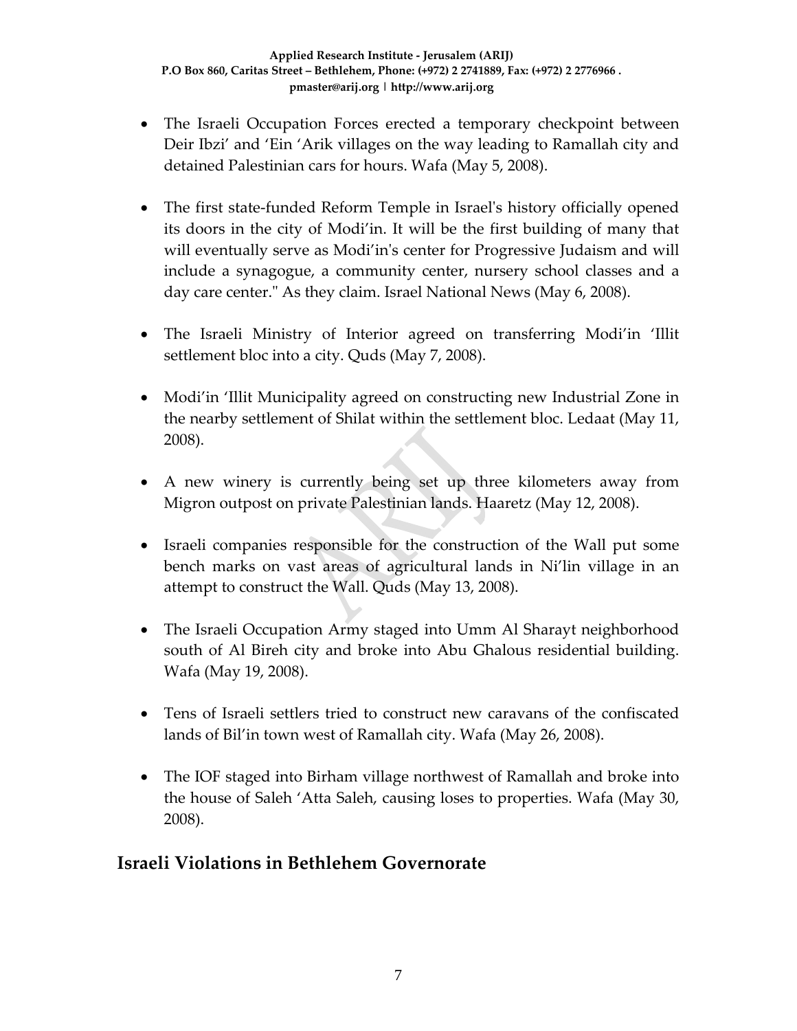- The Israeli Occupation Forces erected a temporary checkpoint between Deir Ibzi' and 'Ein 'Arik villages on the way leading to Ramallah city and detained Palestinian cars for hours. Wafa (May 5, 2008).

- The first state-funded Reform Temple in Israel's history officially opened its doors in the city of Modi'in. It will be the first building of many that will eventually serve as Modi'in's center for Progressive Judaism and will include a synagogue, a community center, nursery school classes and a day care center." As they claim. Israel National News (May 6, 2008).

- The Israeli Ministry of Interior agreed on transferring Modi'in 'Illit settlement bloc into a city. Quds (May 7, 2008).

- Modi'in 'Illit Municipality agreed on constructing new Industrial Zone in the nearby settlement of Shilat within the settlement bloc. Ledaat (May 11, 2008).

- A new winery is currently being set up three kilometers away from Migron outpost on private Palestinian lands. Haaretz (May 12, 2008).

- Israeli companies responsible for the construction of the Wall put some bench marks on vast areas of agricultural lands in Ni'lin village in an attempt to construct the Wall. Quds (May 13, 2008).

- The Israeli Occupation Army staged into Umm Al Sharayt neighborhood south of Al Bireh city and broke into Abu Ghalous residential building. Wafa (May 19, 2008).

- Tens of Israeli settlers tried to construct new caravans of the confiscated lands of Bil'in town west of Ramallah city. Wafa (May 26, 2008).

- The IOF staged into Birham village northwest of Ramallah and broke into the house of Saleh 'Atta Saleh, causing loses to properties. Wafa (May 30, 2008).

## Israeli Violations in Bethlehem Governorate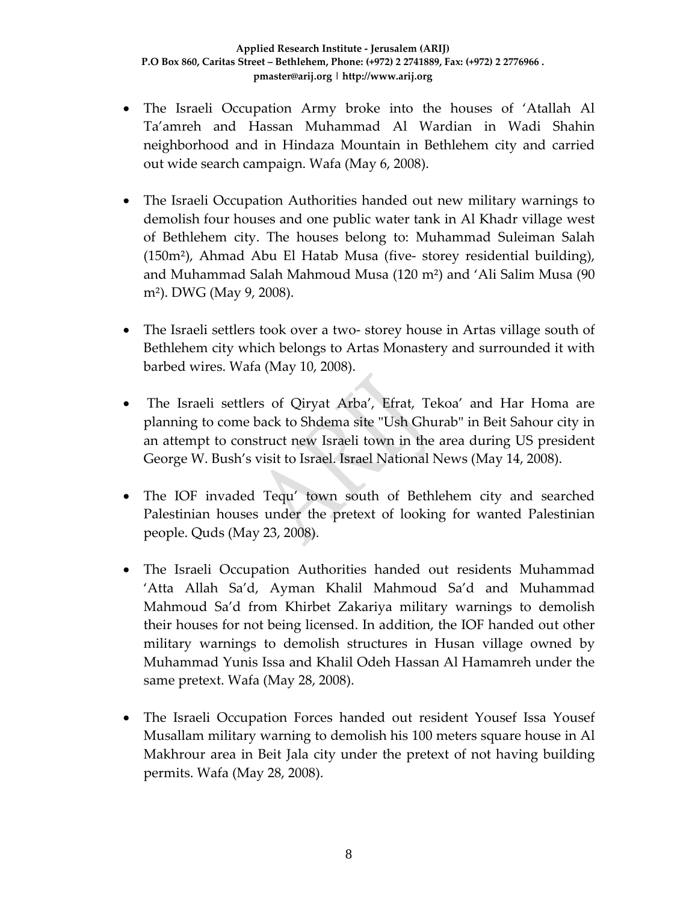- The Israeli Occupation Army broke into the houses of 'Atallah Al Ta'amreh and Hassan Muhammad Al Wardian in Wadi Shahin neighborhood and in Hindaza Mountain in Bethlehem city and carried out wide search campaign. Wafa (May 6, 2008).

- The Israeli Occupation Authorities handed out new military warnings to demolish four houses and one public water tank in Al Khadr village west of Bethlehem city. The houses belong to: Muhammad Suleiman Salah (150m²), Ahmad Abu El Hatab Musa (five- storey residential building), and Muhammad Salah Mahmoud Musa (120 m²) and 'Ali Salim Musa (90 m²). DWG (May 9, 2008).

- The Israeli settlers took over a two- storey house in Artas village south of Bethlehem city which belongs to Artas Monastery and surrounded it with barbed wires. Wafa (May 10, 2008).

- The Israeli settlers of Qiryat Arba', Efrat, Tekoa' and Har Homa are planning to come back to Shdema site "Ush Ghurab" in Beit Sahour city in an attempt to construct new Israeli town in the area during US president George W. Bush's visit to Israel. Israel National News (May 14, 2008).

- The IOF invaded Tequ' town south of Bethlehem city and searched Palestinian houses under the pretext of looking for wanted Palestinian people. Quds (May 23, 2008).

- The Israeli Occupation Authorities handed out residents Muhammad 'Atta Allah Sa'd, Ayman Khalil Mahmoud Sa'd and Muhammad Mahmoud Sa'd from Khirbet Zakariya military warnings to demolish their houses for not being licensed. In addition, the IOF handed out other military warnings to demolish structures in Husan village owned by Muhammad Yunis Issa and Khalil Odeh Hassan Al Hamamreh under the same pretext. Wafa (May 28, 2008).

- The Israeli Occupation Forces handed out resident Yousef Issa Yousef Musallam military warning to demolish his 100 meters square house in Al Makhrour area in Beit Jala city under the pretext of not having building permits. Wafa (May 28, 2008).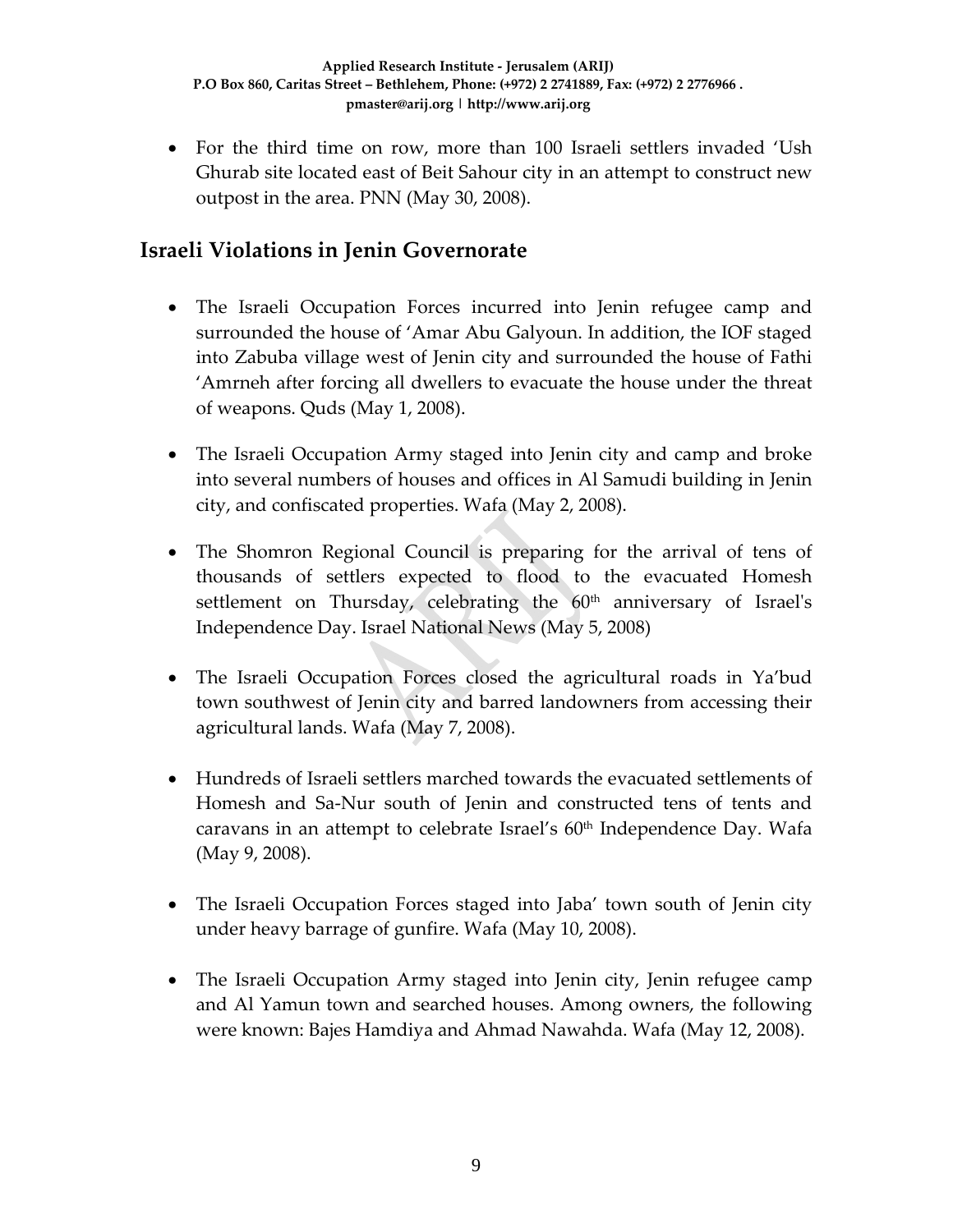- For the third time on row, more than 100 Israeli settlers invaded 'Ush Ghurab site located east of Beit Sahour city in an attempt to construct new outpost in the area. PNN (May 30, 2008).

## Israeli Violations in Jenin Governorate

- The Israeli Occupation Forces incurred into Jenin refugee camp and surrounded the house of 'Amar Abu Galyoun. In addition, the IOF staged into Zabuba village west of Jenin city and surrounded the house of Fathi 'Amrneh after forcing all dwellers to evacuate the house under the threat of weapons. Quds (May 1, 2008).

- The Israeli Occupation Army staged into Jenin city and camp and broke into several numbers of houses and offices in Al Samudi building in Jenin city, and confiscated properties. Wafa (May 2, 2008).

- The Shomron Regional Council is preparing for the arrival of tens of thousands of settlers expected to flood to the evacuated Homesh settlement on Thursday, celebrating the 60th anniversary of Israel's Independence Day. Israel National News (May 5, 2008)

- The Israeli Occupation Forces closed the agricultural roads in Ya'bud town southwest of Jenin city and barred landowners from accessing their agricultural lands. Wafa (May 7, 2008).

- Hundreds of Israeli settlers marched towards the evacuated settlements of Homesh and Sa-Nur south of Jenin and constructed tens of tents and caravans in an attempt to celebrate Israel's 60th Independence Day. Wafa (May 9, 2008).

- The Israeli Occupation Forces staged into Jaba' town south of Jenin city under heavy barrage of gunfire. Wafa (May 10, 2008).

- The Israeli Occupation Army staged into Jenin city, Jenin refugee camp and Al Yamun town and searched houses. Among owners, the following were known: Bajes Hamdiya and Ahmad Nawahda. Wafa (May 12, 2008).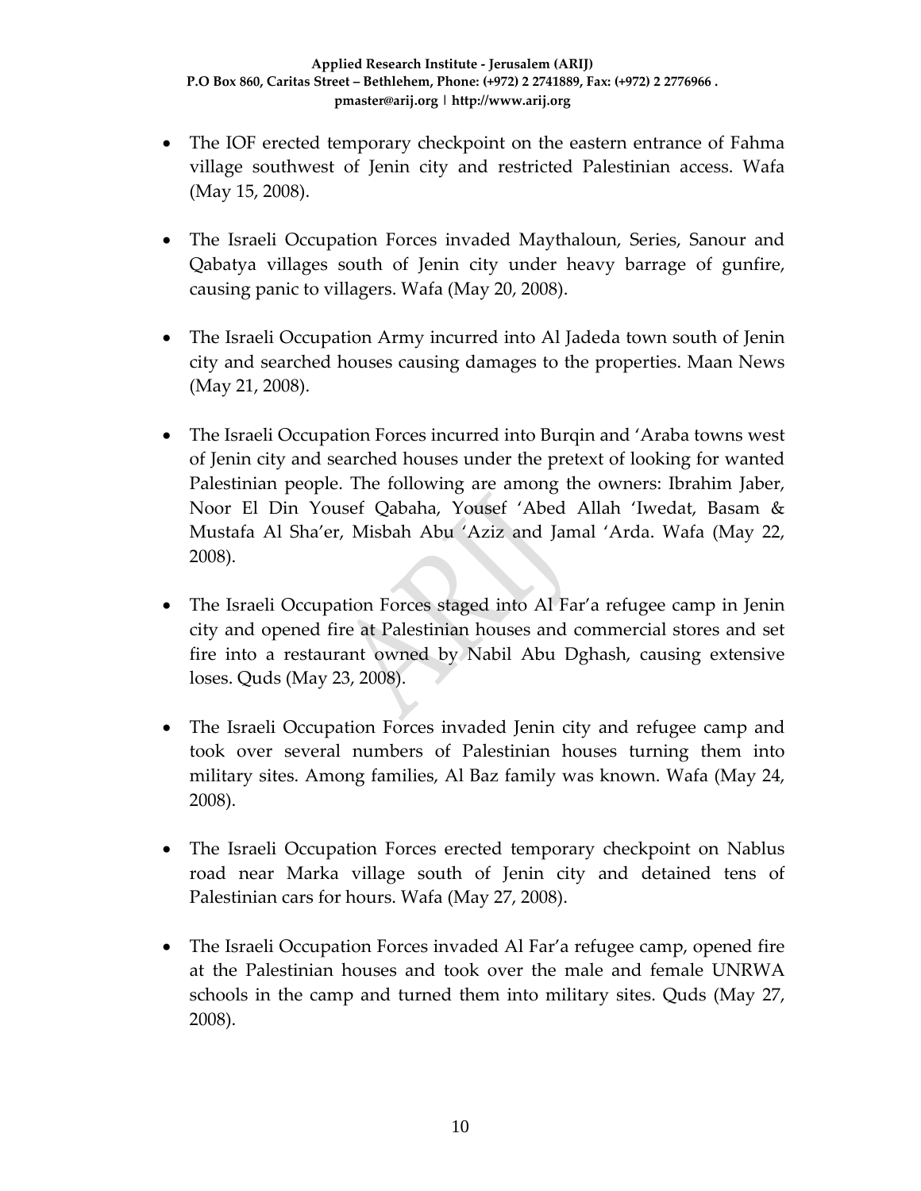- The IOF erected temporary checkpoint on the eastern entrance of Fahma village southwest of Jenin city and restricted Palestinian access. Wafa (May 15, 2008).

- The Israeli Occupation Forces invaded Maythaloun, Series, Sanour and Qabatya villages south of Jenin city under heavy barrage of gunfire, causing panic to villagers. Wafa (May 20, 2008).

- The Israeli Occupation Army incurred into Al Jadeda town south of Jenin city and searched houses causing damages to the properties. Maan News (May 21, 2008).

- The Israeli Occupation Forces incurred into Burqin and 'Araba towns west of Jenin city and searched houses under the pretext of looking for wanted Palestinian people. The following are among the owners: Ibrahim Jaber, Noor El Din Yousef Qabaha, Yousef 'Abed Allah 'Iwedat, Basam & Mustafa Al Sha'er, Misbah Abu 'Aziz and Jamal 'Arda. Wafa (May 22, 2008).

- The Israeli Occupation Forces staged into Al Far'a refugee camp in Jenin city and opened fire at Palestinian houses and commercial stores and set fire into a restaurant owned by Nabil Abu Dghash, causing extensive loses. Quds (May 23, 2008).

- The Israeli Occupation Forces invaded Jenin city and refugee camp and took over several numbers of Palestinian houses turning them into military sites. Among families, Al Baz family was known. Wafa (May 24, 2008).

- The Israeli Occupation Forces erected temporary checkpoint on Nablus road near Marka village south of Jenin city and detained tens of Palestinian cars for hours. Wafa (May 27, 2008).

- The Israeli Occupation Forces invaded Al Far'a refugee camp, opened fire at the Palestinian houses and took over the male and female UNRWA schools in the camp and turned them into military sites. Quds (May 27, 2008).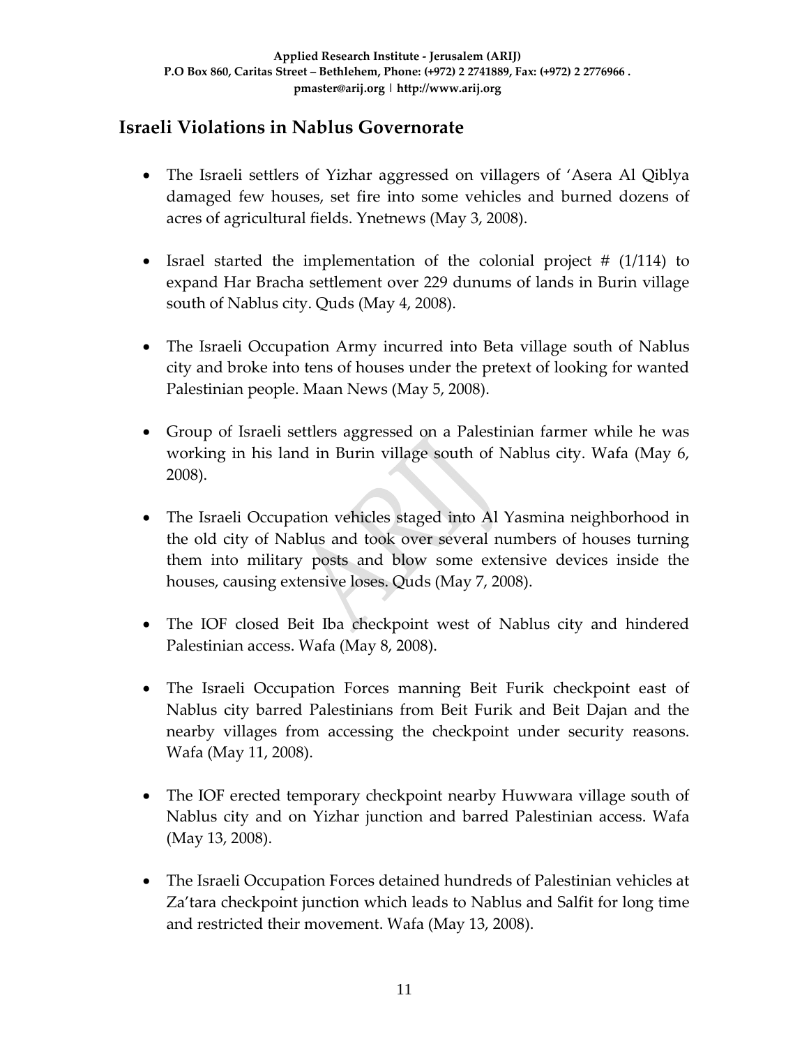## Israeli Violations in Nablus Governorate

- The Israeli settlers of Yizhar aggressed on villagers of 'Asera Al Qiblya damaged few houses, set fire into some vehicles and burned dozens of acres of agricultural fields. Ynetnews (May 3, 2008).

- Israel started the implementation of the colonial project # (1/114) to expand Har Bracha settlement over 229 dunums of lands in Burin village south of Nablus city. Quds (May 4, 2008).

- The Israeli Occupation Army incurred into Beta village south of Nablus city and broke into tens of houses under the pretext of looking for wanted Palestinian people. Maan News (May 5, 2008).

- Group of Israeli settlers aggressed on a Palestinian farmer while he was working in his land in Burin village south of Nablus city. Wafa (May 6, 2008).

- The Israeli Occupation vehicles staged into Al Yasmina neighborhood in the old city of Nablus and took over several numbers of houses turning them into military posts and blow some extensive devices inside the houses, causing extensive loses. Quds (May 7, 2008).

- The IOF closed Beit Iba checkpoint west of Nablus city and hindered Palestinian access. Wafa (May 8, 2008).

- The Israeli Occupation Forces manning Beit Furik checkpoint east of Nablus city barred Palestinians from Beit Furik and Beit Dajan and the nearby villages from accessing the checkpoint under security reasons. Wafa (May 11, 2008).

- The IOF erected temporary checkpoint nearby Huwwara village south of Nablus city and on Yizhar junction and barred Palestinian access. Wafa (May 13, 2008).

- The Israeli Occupation Forces detained hundreds of Palestinian vehicles at Za'tara checkpoint junction which leads to Nablus and Salfit for long time and restricted their movement. Wafa (May 13, 2008).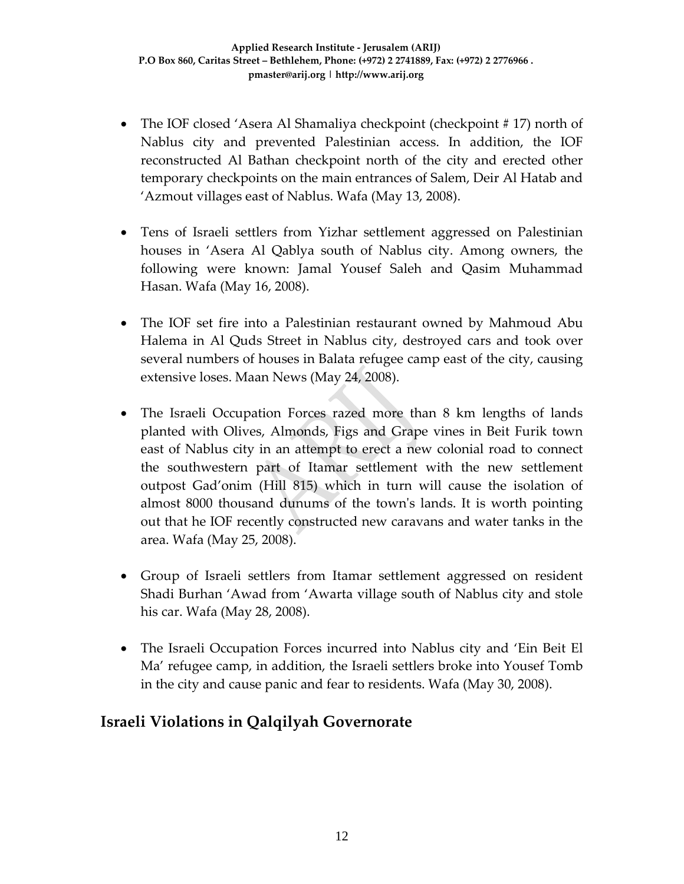- The IOF closed 'Asera Al Shamaliya checkpoint (checkpoint # 17) north of Nablus city and prevented Palestinian access. In addition, the IOF reconstructed Al Bathan checkpoint north of the city and erected other temporary checkpoints on the main entrances of Salem, Deir Al Hatab and 'Azmout villages east of Nablus. Wafa (May 13, 2008).

- Tens of Israeli settlers from Yizhar settlement aggressed on Palestinian houses in 'Asera Al Qablya south of Nablus city. Among owners, the following were known: Jamal Yousef Saleh and Qasim Muhammad Hasan. Wafa (May 16, 2008).

- The IOF set fire into a Palestinian restaurant owned by Mahmoud Abu Halema in Al Quds Street in Nablus city, destroyed cars and took over several numbers of houses in Balata refugee camp east of the city, causing extensive loses. Maan News (May 24, 2008).

- The Israeli Occupation Forces razed more than 8 km lengths of lands planted with Olives, Almonds, Figs and Grape vines in Beit Furik town east of Nablus city in an attempt to erect a new colonial road to connect the southwestern part of Itamar settlement with the new settlement outpost Gad'onim (Hill 815) which in turn will cause the isolation of almost 8000 thousand dunums of the town's lands. It is worth pointing out that he IOF recently constructed new caravans and water tanks in the area. Wafa (May 25, 2008).

- Group of Israeli settlers from Itamar settlement aggressed on resident Shadi Burhan 'Awad from 'Awarta village south of Nablus city and stole his car. Wafa (May 28, 2008).

- The Israeli Occupation Forces incurred into Nablus city and 'Ein Beit El Ma' refugee camp, in addition, the Israeli settlers broke into Yousef Tomb in the city and cause panic and fear to residents. Wafa (May 30, 2008).

## Israeli Violations in Qalqilyah Governorate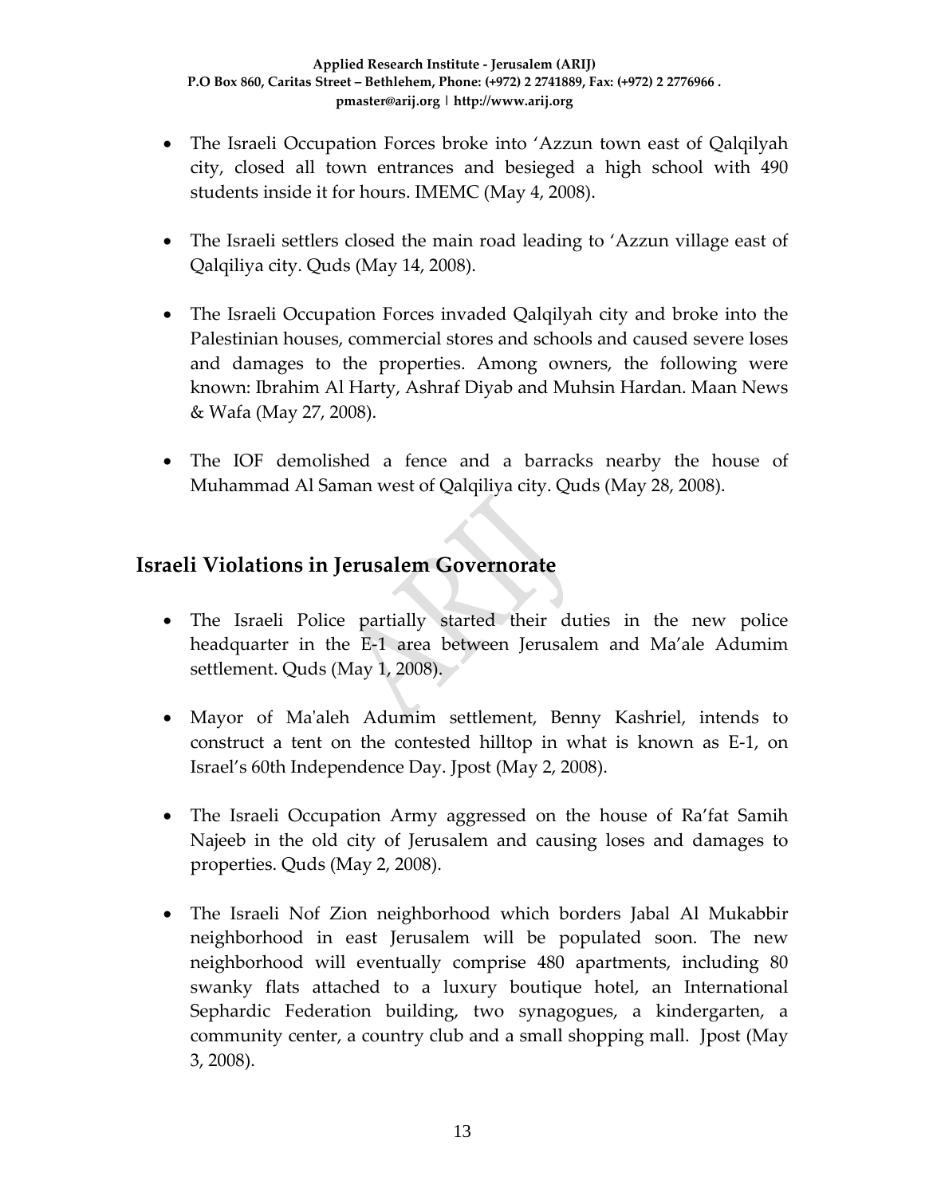- The Israeli Occupation Forces broke into 'Azzun town east of Qalqilyah city, closed all town entrances and besieged a high school with 490 students inside it for hours. IMEMC (May 4, 2008).

- The Israeli settlers closed the main road leading to 'Azzun village east of Qalqiliya city. Quds (May 14, 2008).

- The Israeli Occupation Forces invaded Qalqilyah city and broke into the Palestinian houses, commercial stores and schools and caused severe loses and damages to the properties. Among owners, the following were known: Ibrahim Al Harty, Ashraf Diyab and Muhsin Hardan. Maan News & Wafa (May 27, 2008).

- The IOF demolished a fence and a barracks nearby the house of Muhammad Al Saman west of Qalqiliya city. Quds (May 28, 2008).

## Israeli Violations in Jerusalem Governorate

- The Israeli Police partially started their duties in the new police headquarter in the E-1 area between Jerusalem and Ma'ale Adumim settlement. Quds (May 1, 2008).

- Mayor of Ma'aleh Adumim settlement, Benny Kashriel, intends to construct a tent on the contested hilltop in what is known as E-1, on Israel's 60th Independence Day. Jpost (May 2, 2008).

- The Israeli Occupation Army aggressed on the house of Ra'fat Samih Najeeb in the old city of Jerusalem and causing loses and damages to properties. Quds (May 2, 2008).

- The Israeli Nof Zion neighborhood which borders Jabal Al Mukabbir neighborhood in east Jerusalem will be populated soon. The new neighborhood will eventually comprise 480 apartments, including 80 swanky flats attached to a luxury boutique hotel, an International Sephardic Federation building, two synagogues, a kindergarten, a community center, a country club and a small shopping mall. Jpost (May 3, 2008).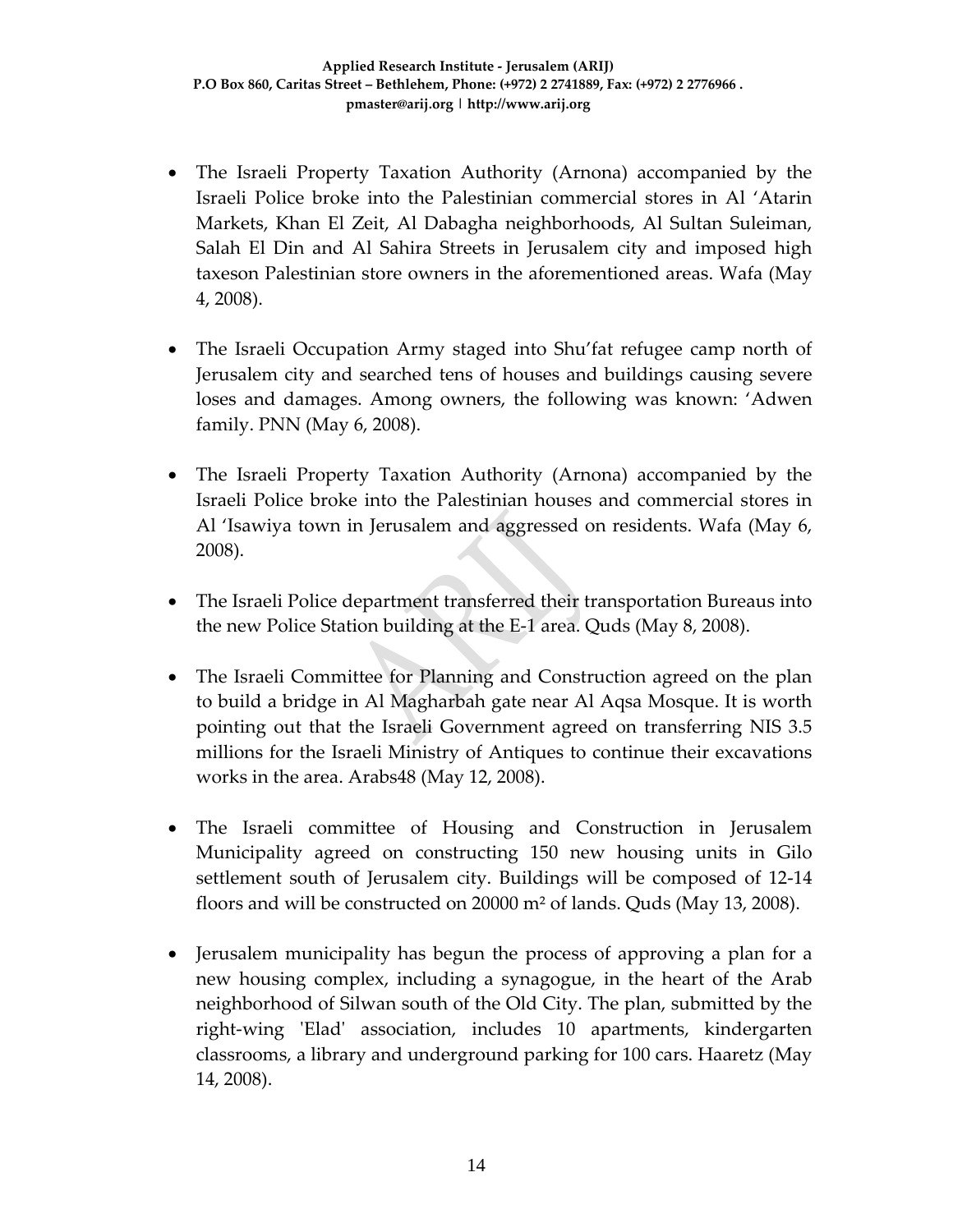- The Israeli Property Taxation Authority (Arnona) accompanied by the Israeli Police broke into the Palestinian commercial stores in Al 'Atarin Markets, Khan El Zeit, Al Dabagha neighborhoods, Al Sultan Suleiman, Salah El Din and Al Sahira Streets in Jerusalem city and imposed high taxeson Palestinian store owners in the aforementioned areas. Wafa (May 4, 2008).

- The Israeli Occupation Army staged into Shu'fat refugee camp north of Jerusalem city and searched tens of houses and buildings causing severe loses and damages. Among owners, the following was known: 'Adwen family. PNN (May 6, 2008).

- The Israeli Property Taxation Authority (Arnona) accompanied by the Israeli Police broke into the Palestinian houses and commercial stores in Al 'Isawiya town in Jerusalem and aggressed on residents. Wafa (May 6, 2008).

- The Israeli Police department transferred their transportation Bureaus into the new Police Station building at the E-1 area. Quds (May 8, 2008).

- The Israeli Committee for Planning and Construction agreed on the plan to build a bridge in Al Magharbah gate near Al Aqsa Mosque. It is worth pointing out that the Israeli Government agreed on transferring NIS 3.5 millions for the Israeli Ministry of Antiques to continue their excavations works in the area. Arabs48 (May 12, 2008).

- The Israeli committee of Housing and Construction in Jerusalem Municipality agreed on constructing 150 new housing units in Gilo settlement south of Jerusalem city. Buildings will be composed of 12-14 floors and will be constructed on 20000 m² of lands. Quds (May 13, 2008).

- Jerusalem municipality has begun the process of approving a plan for a new housing complex, including a synagogue, in the heart of the Arab neighborhood of Silwan south of the Old City. The plan, submitted by the right-wing 'Elad' association, includes 10 apartments, kindergarten classrooms, a library and underground parking for 100 cars. Haaretz (May 14, 2008).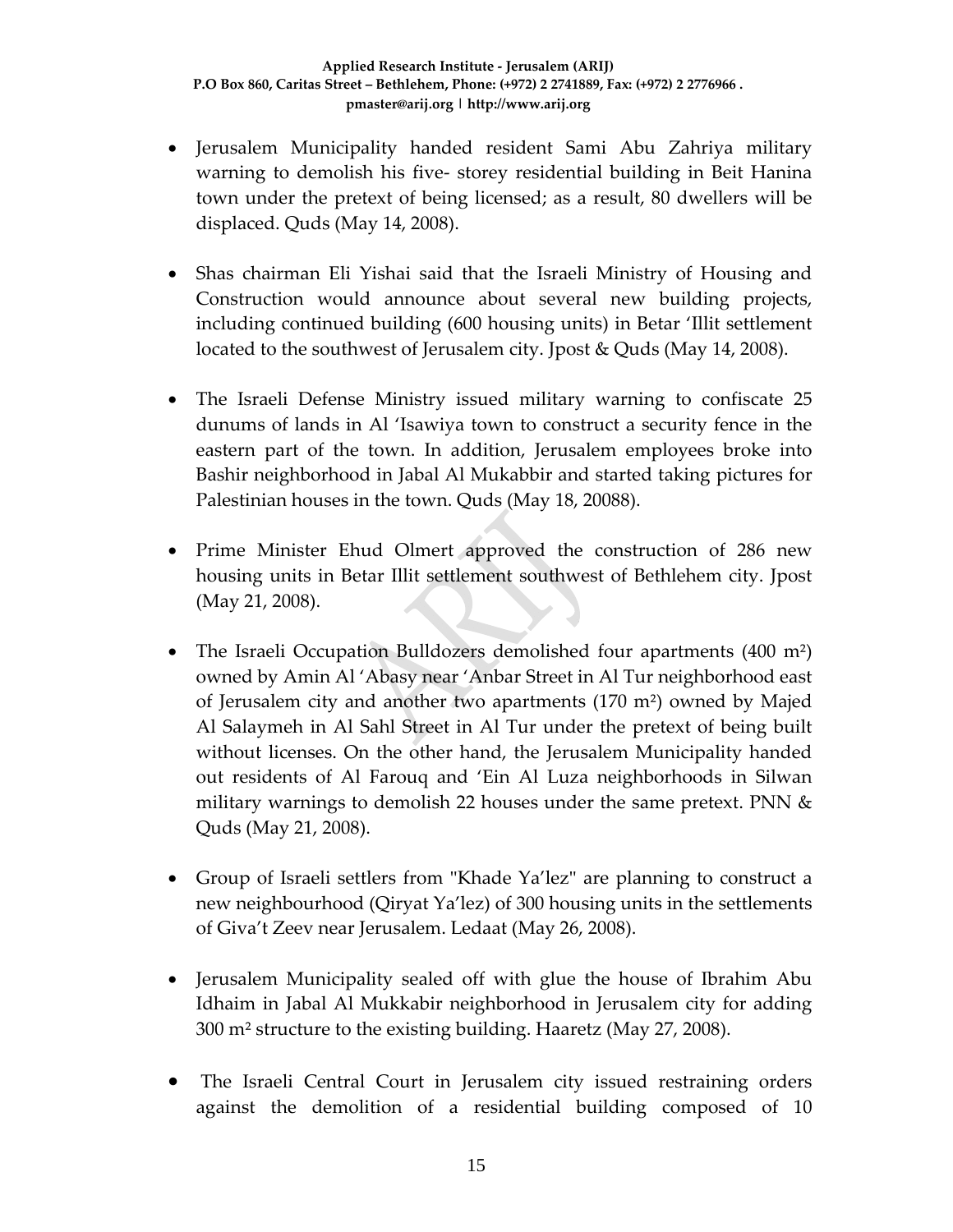- Jerusalem Municipality handed resident Sami Abu Zahriya military warning to demolish his five- storey residential building in Beit Hanina town under the pretext of being licensed; as a result, 80 dwellers will be displaced. Quds (May 14, 2008).

- Shas chairman Eli Yishai said that the Israeli Ministry of Housing and Construction would announce about several new building projects, including continued building (600 housing units) in Betar 'Illit settlement located to the southwest of Jerusalem city. Jpost & Quds (May 14, 2008).

- The Israeli Defense Ministry issued military warning to confiscate 25 dunums of lands in Al 'Isawiya town to construct a security fence in the eastern part of the town. In addition, Jerusalem employees broke into Bashir neighborhood in Jabal Al Mukabbir and started taking pictures for Palestinian houses in the town. Quds (May 18, 20088).

- Prime Minister Ehud Olmert approved the construction of 286 new housing units in Betar Illit settlement southwest of Bethlehem city. Jpost (May 21, 2008).

- The Israeli Occupation Bulldozers demolished four apartments (400 m²) owned by Amin Al 'Abasy near 'Anbar Street in Al Tur neighborhood east of Jerusalem city and another two apartments (170 m²) owned by Majed Al Salaymeh in Al Sahl Street in Al Tur under the pretext of being built without licenses. On the other hand, the Jerusalem Municipality handed out residents of Al Farouq and 'Ein Al Luza neighborhoods in Silwan military warnings to demolish 22 houses under the same pretext. PNN & Quds (May 21, 2008).

- Group of Israeli settlers from "Khade Ya'lez" are planning to construct a new neighbourhood (Qiryat Ya'lez) of 300 housing units in the settlements of Giva't Zeev near Jerusalem. Ledaat (May 26, 2008).

- Jerusalem Municipality sealed off with glue the house of Ibrahim Abu Idhaim in Jabal Al Mukkabir neighborhood in Jerusalem city for adding 300 m² structure to the existing building. Haaretz (May 27, 2008).

- The Israeli Central Court in Jerusalem city issued restraining orders against the demolition of a residential building composed of 10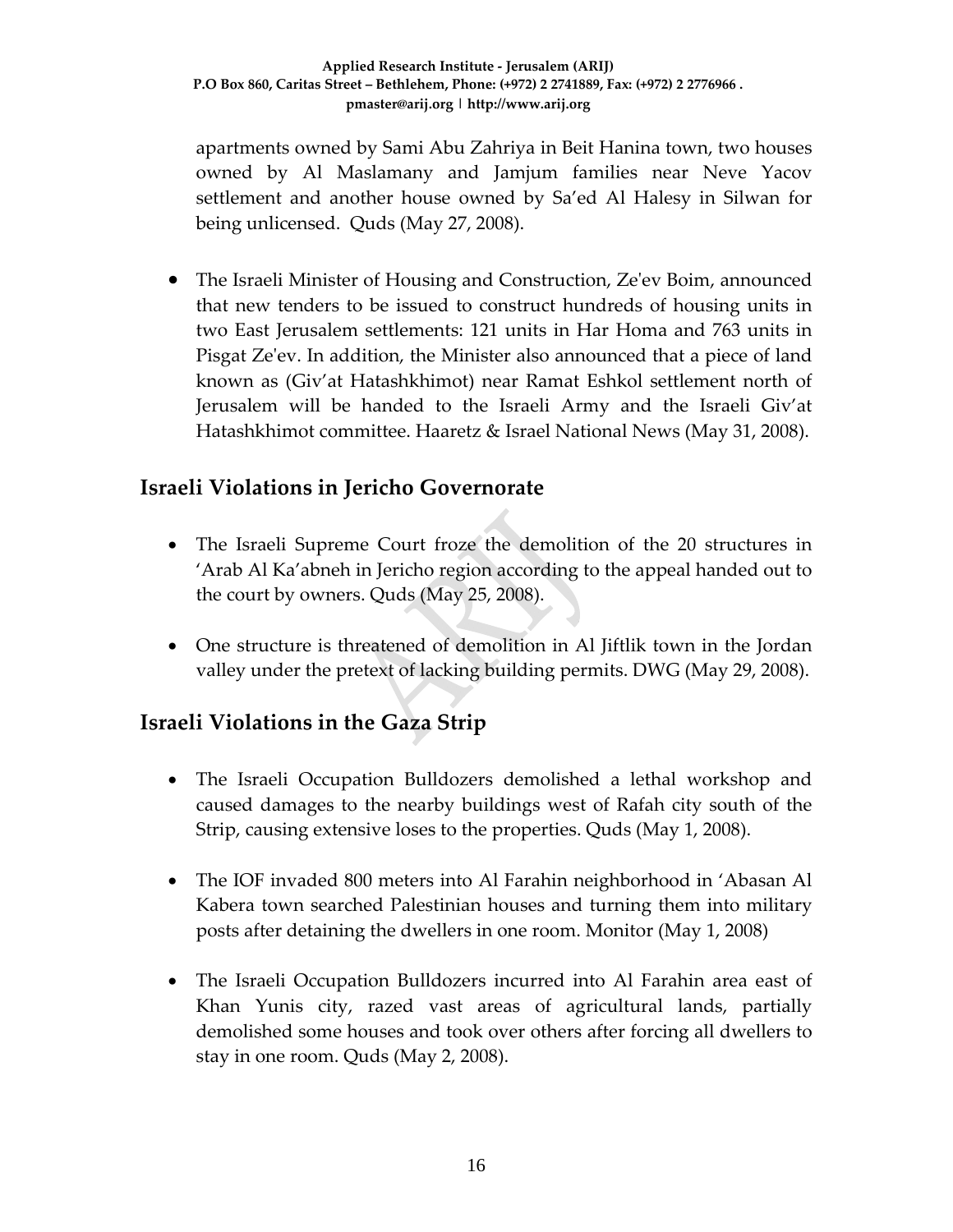apartments owned by Sami Abu Zahriya in Beit Hanina town, two houses owned by Al Maslamany and Jamjum families near Neve Yacov settlement and another house owned by Sa'ed Al Halesy in Silwan for being unlicensed. Quds (May 27, 2008).

- The Israeli Minister of Housing and Construction, Ze'ev Boim, announced that new tenders to be issued to construct hundreds of housing units in two East Jerusalem settlements: 121 units in Har Homa and 763 units in Pisgat Ze'ev. In addition, the Minister also announced that a piece of land known as (Giv'at Hatashkhimot) near Ramat Eshkol settlement north of Jerusalem will be handed to the Israeli Army and the Israeli Giv'at Hatashkhimot committee. Haaretz & Israel National News (May 31, 2008).

## Israeli Violations in Jericho Governorate

- The Israeli Supreme Court froze the demolition of the 20 structures in 'Arab Al Ka'abneh in Jericho region according to the appeal handed out to the court by owners. Quds (May 25, 2008).

- One structure is threatened of demolition in Al Jiftlik town in the Jordan valley under the pretext of lacking building permits. DWG (May 29, 2008).

## Israeli Violations in the Gaza Strip

- The Israeli Occupation Bulldozers demolished a lethal workshop and caused damages to the nearby buildings west of Rafah city south of the Strip, causing extensive loses to the properties. Quds (May 1, 2008).

- The IOF invaded 800 meters into Al Farahin neighborhood in 'Abasan Al Kabera town searched Palestinian houses and turning them into military posts after detaining the dwellers in one room. Monitor (May 1, 2008)

- The Israeli Occupation Bulldozers incurred into Al Farahin area east of Khan Yunis city, razed vast areas of agricultural lands, partially demolished some houses and took over others after forcing all dwellers to stay in one room. Quds (May 2, 2008).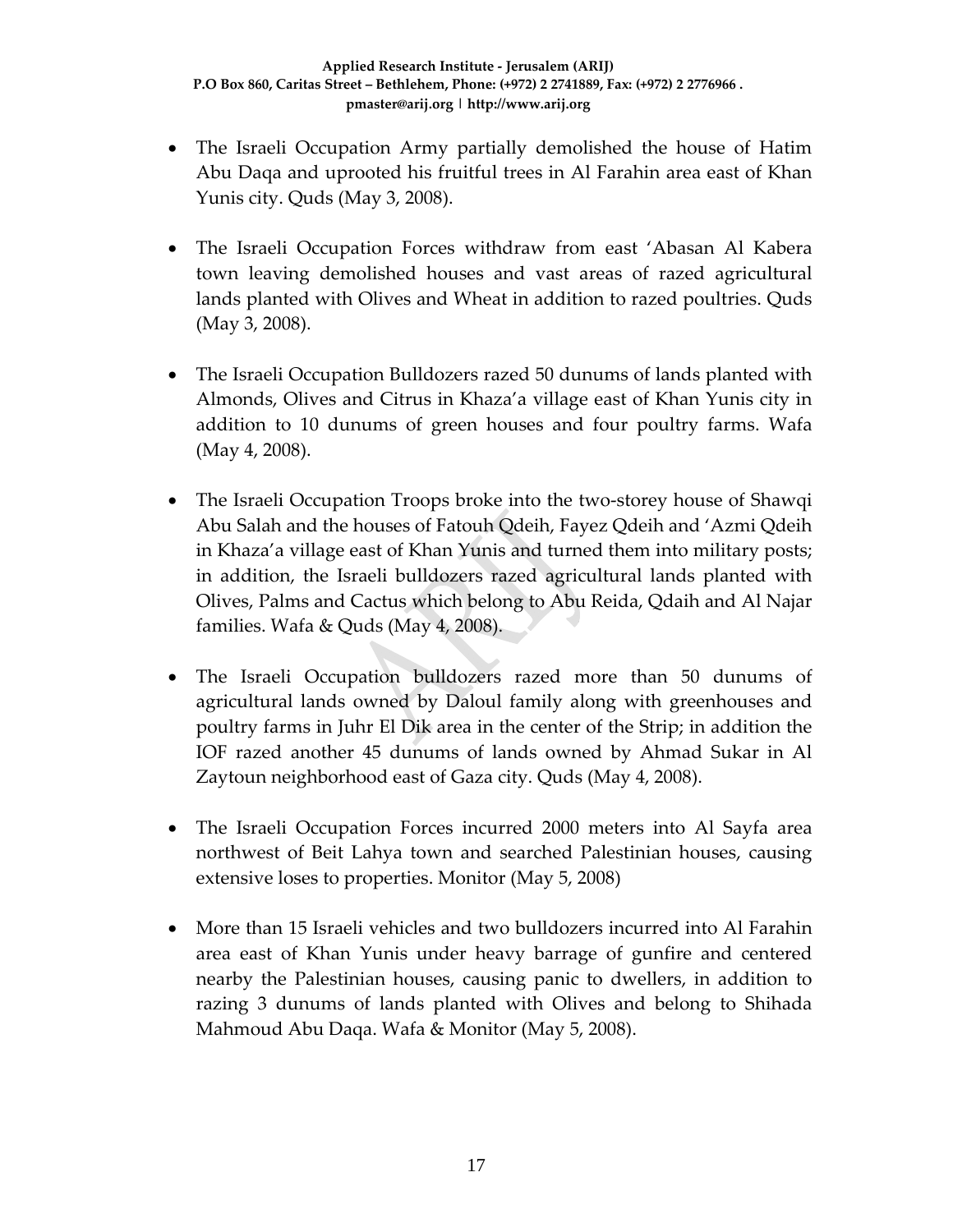- The Israeli Occupation Army partially demolished the house of Hatim Abu Daqa and uprooted his fruitful trees in Al Farahin area east of Khan Yunis city. Quds (May 3, 2008).

- The Israeli Occupation Forces withdraw from east 'Abasan Al Kabera town leaving demolished houses and vast areas of razed agricultural lands planted with Olives and Wheat in addition to razed poultries. Quds (May 3, 2008).

- The Israeli Occupation Bulldozers razed 50 dunums of lands planted with Almonds, Olives and Citrus in Khaza'a village east of Khan Yunis city in addition to 10 dunums of green houses and four poultry farms. Wafa (May 4, 2008).

- The Israeli Occupation Troops broke into the two-storey house of Shawqi Abu Salah and the houses of Fatouh Qdeih, Fayez Qdeih and 'Azmi Qdeih in Khaza'a village east of Khan Yunis and turned them into military posts; in addition, the Israeli bulldozers razed agricultural lands planted with Olives, Palms and Cactus which belong to Abu Reida, Qdaih and Al Najar families. Wafa & Quds (May 4, 2008).

- The Israeli Occupation bulldozers razed more than 50 dunums of agricultural lands owned by Daloul family along with greenhouses and poultry farms in Juhr El Dik area in the center of the Strip; in addition the IOF razed another 45 dunums of lands owned by Ahmad Sukar in Al Zaytoun neighborhood east of Gaza city. Quds (May 4, 2008).

- The Israeli Occupation Forces incurred 2000 meters into Al Sayfa area northwest of Beit Lahya town and searched Palestinian houses, causing extensive loses to properties. Monitor (May 5, 2008)

- More than 15 Israeli vehicles and two bulldozers incurred into Al Farahin area east of Khan Yunis under heavy barrage of gunfire and centered nearby the Palestinian houses, causing panic to dwellers, in addition to razing 3 dunums of lands planted with Olives and belong to Shihada Mahmoud Abu Daqa. Wafa & Monitor (May 5, 2008).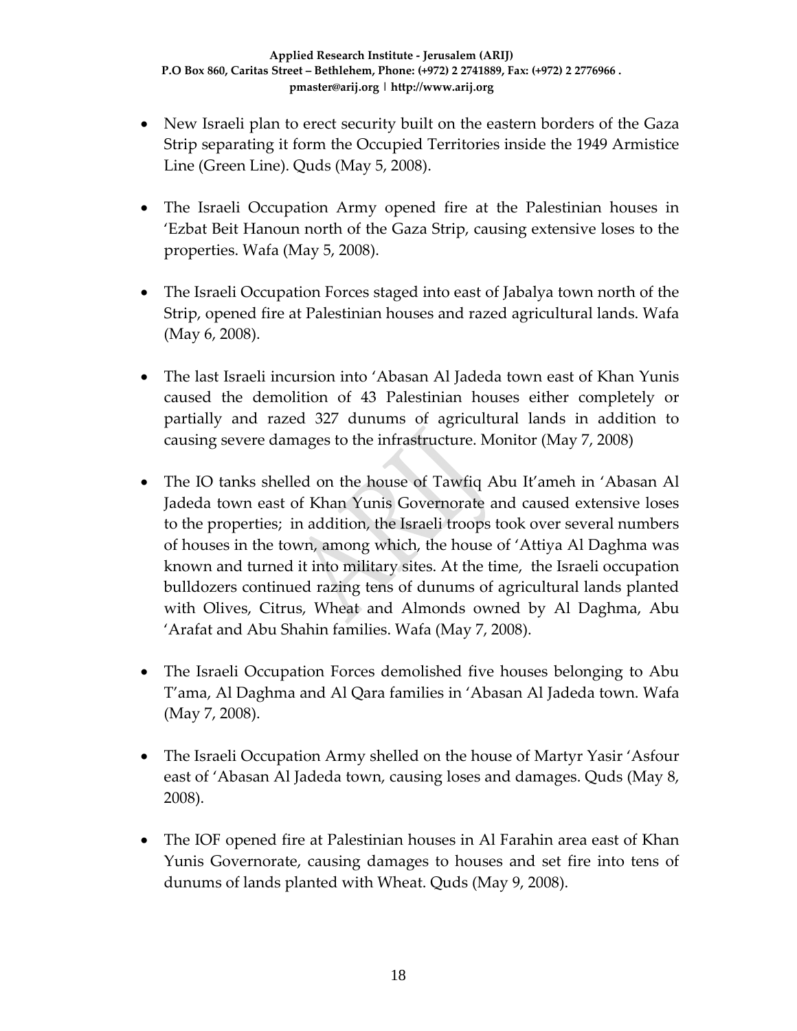- New Israeli plan to erect security built on the eastern borders of the Gaza Strip separating it form the Occupied Territories inside the 1949 Armistice Line (Green Line). Quds (May 5, 2008).

- The Israeli Occupation Army opened fire at the Palestinian houses in 'Ezbat Beit Hanoun north of the Gaza Strip, causing extensive loses to the properties. Wafa (May 5, 2008).

- The Israeli Occupation Forces staged into east of Jabalya town north of the Strip, opened fire at Palestinian houses and razed agricultural lands. Wafa (May 6, 2008).

- The last Israeli incursion into 'Abasan Al Jadeda town east of Khan Yunis caused the demolition of 43 Palestinian houses either completely or partially and razed 327 dunums of agricultural lands in addition to causing severe damages to the infrastructure. Monitor (May 7, 2008)

- The IO tanks shelled on the house of Tawfiq Abu It'ameh in 'Abasan Al Jadeda town east of Khan Yunis Governorate and caused extensive loses to the properties; in addition, the Israeli troops took over several numbers of houses in the town, among which, the house of 'Attiya Al Daghma was known and turned it into military sites. At the time, the Israeli occupation bulldozers continued razing tens of dunums of agricultural lands planted with Olives, Citrus, Wheat and Almonds owned by Al Daghma, Abu 'Arafat and Abu Shahin families. Wafa (May 7, 2008).

- The Israeli Occupation Forces demolished five houses belonging to Abu T'ama, Al Daghma and Al Qara families in 'Abasan Al Jadeda town. Wafa (May 7, 2008).

- The Israeli Occupation Army shelled on the house of Martyr Yasir 'Asfour east of 'Abasan Al Jadeda town, causing loses and damages. Quds (May 8, 2008).

- The IOF opened fire at Palestinian houses in Al Farahin area east of Khan Yunis Governorate, causing damages to houses and set fire into tens of dunums of lands planted with Wheat. Quds (May 9, 2008).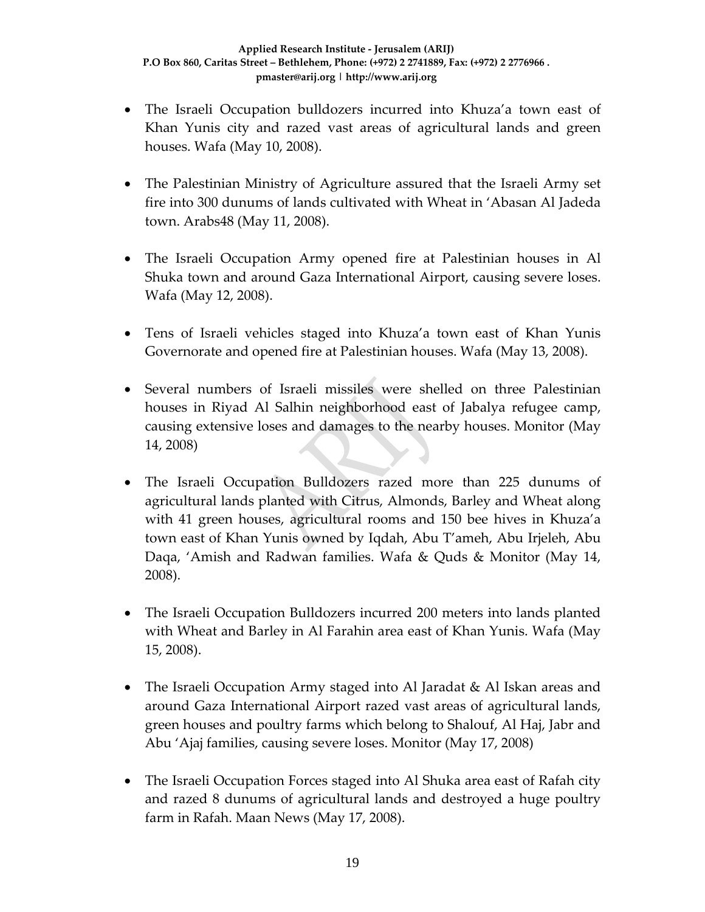- The Israeli Occupation bulldozers incurred into Khuza'a town east of Khan Yunis city and razed vast areas of agricultural lands and green houses. Wafa (May 10, 2008).

- The Palestinian Ministry of Agriculture assured that the Israeli Army set fire into 300 dunums of lands cultivated with Wheat in 'Abasan Al Jadeda town. Arabs48 (May 11, 2008).

- The Israeli Occupation Army opened fire at Palestinian houses in Al Shuka town and around Gaza International Airport, causing severe loses. Wafa (May 12, 2008).

- Tens of Israeli vehicles staged into Khuza'a town east of Khan Yunis Governorate and opened fire at Palestinian houses. Wafa (May 13, 2008).

- Several numbers of Israeli missiles were shelled on three Palestinian houses in Riyad Al Salhin neighborhood east of Jabalya refugee camp, causing extensive loses and damages to the nearby houses. Monitor (May 14, 2008)

- The Israeli Occupation Bulldozers razed more than 225 dunums of agricultural lands planted with Citrus, Almonds, Barley and Wheat along with 41 green houses, agricultural rooms and 150 bee hives in Khuza'a town east of Khan Yunis owned by Iqdah, Abu T'ameh, Abu Irjeleh, Abu Daqa, 'Amish and Radwan families. Wafa & Quds & Monitor (May 14, 2008).

- The Israeli Occupation Bulldozers incurred 200 meters into lands planted with Wheat and Barley in Al Farahin area east of Khan Yunis. Wafa (May 15, 2008).

- The Israeli Occupation Army staged into Al Jaradat & Al Iskan areas and around Gaza International Airport razed vast areas of agricultural lands, green houses and poultry farms which belong to Shalouf, Al Haj, Jabr and Abu 'Ajaj families, causing severe loses. Monitor (May 17, 2008)

- The Israeli Occupation Forces staged into Al Shuka area east of Rafah city and razed 8 dunums of agricultural lands and destroyed a huge poultry farm in Rafah. Maan News (May 17, 2008).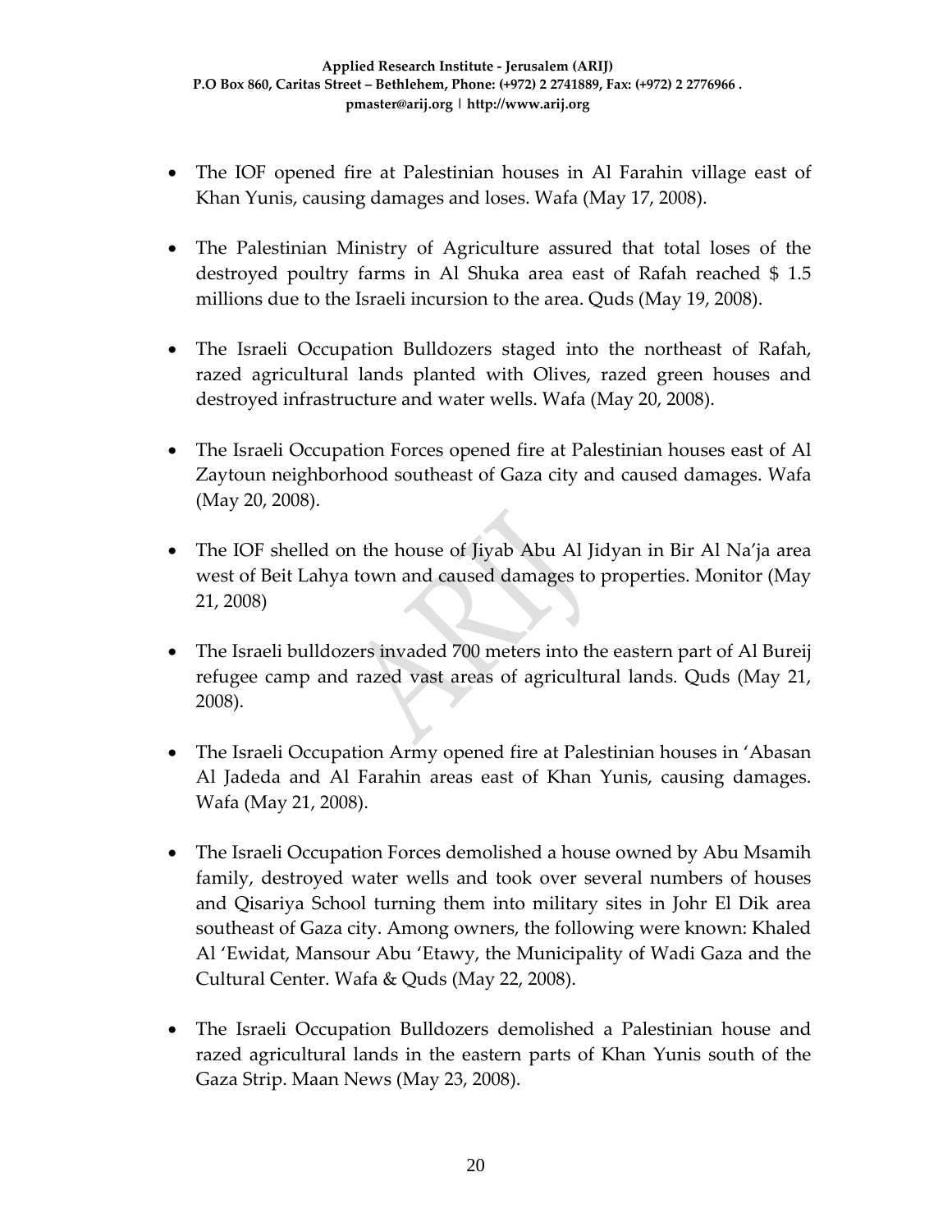- The IOF opened fire at Palestinian houses in Al Farahin village east of Khan Yunis, causing damages and loses. Wafa (May 17, 2008).

- The Palestinian Ministry of Agriculture assured that total loses of the destroyed poultry farms in Al Shuka area east of Rafah reached $ 1.5 millions due to the Israeli incursion to the area. Quds (May 19, 2008).

- The Israeli Occupation Bulldozers staged into the northeast of Rafah, razed agricultural lands planted with Olives, razed green houses and destroyed infrastructure and water wells. Wafa (May 20, 2008).

- The Israeli Occupation Forces opened fire at Palestinian houses east of Al Zaytoun neighborhood southeast of Gaza city and caused damages. Wafa (May 20, 2008).

- The IOF shelled on the house of Jiyab Abu Al Jidyan in Bir Al Na'ja area west of Beit Lahya town and caused damages to properties. Monitor (May 21, 2008)

- The Israeli bulldozers invaded 700 meters into the eastern part of Al Bureij refugee camp and razed vast areas of agricultural lands. Quds (May 21, 2008).

- The Israeli Occupation Army opened fire at Palestinian houses in 'Abasan Al Jadeda and Al Farahin areas east of Khan Yunis, causing damages. Wafa (May 21, 2008).

- The Israeli Occupation Forces demolished a house owned by Abu Msamih family, destroyed water wells and took over several numbers of houses and Qisariya School turning them into military sites in Johr El Dik area southeast of Gaza city. Among owners, the following were known: Khaled Al 'Ewidat, Mansour Abu 'Etawy, the Municipality of Wadi Gaza and the Cultural Center. Wafa & Quds (May 22, 2008).

- The Israeli Occupation Bulldozers demolished a Palestinian house and razed agricultural lands in the eastern parts of Khan Yunis south of the Gaza Strip. Maan News (May 23, 2008).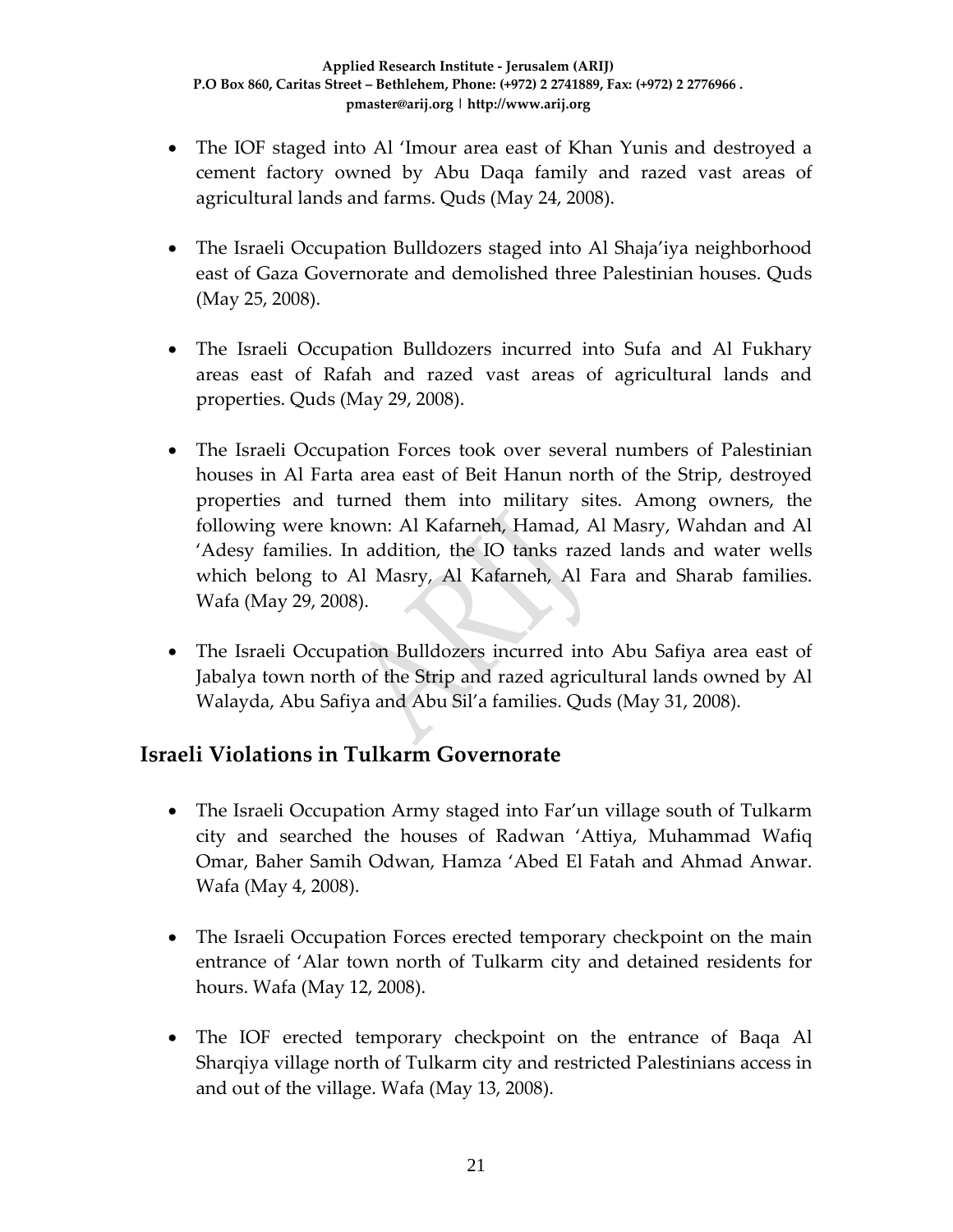- The IOF staged into Al 'Imour area east of Khan Yunis and destroyed a cement factory owned by Abu Daqa family and razed vast areas of agricultural lands and farms. Quds (May 24, 2008).

- The Israeli Occupation Bulldozers staged into Al Shaja'iya neighborhood east of Gaza Governorate and demolished three Palestinian houses. Quds (May 25, 2008).

- The Israeli Occupation Bulldozers incurred into Sufa and Al Fukhary areas east of Rafah and razed vast areas of agricultural lands and properties. Quds (May 29, 2008).

- The Israeli Occupation Forces took over several numbers of Palestinian houses in Al Farta area east of Beit Hanun north of the Strip, destroyed properties and turned them into military sites. Among owners, the following were known: Al Kafarneh, Hamad, Al Masry, Wahdan and Al 'Adesy families. In addition, the IO tanks razed lands and water wells which belong to Al Masry, Al Kafarneh, Al Fara and Sharab families. Wafa (May 29, 2008).

- The Israeli Occupation Bulldozers incurred into Abu Safiya area east of Jabalya town north of the Strip and razed agricultural lands owned by Al Walayda, Abu Safiya and Abu Sil'a families. Quds (May 31, 2008).

## Israeli Violations in Tulkarm Governorate

- The Israeli Occupation Army staged into Far'un village south of Tulkarm city and searched the houses of Radwan 'Attiya, Muhammad Wafiq Omar, Baher Samih Odwan, Hamza 'Abed El Fatah and Ahmad Anwar. Wafa (May 4, 2008).

- The Israeli Occupation Forces erected temporary checkpoint on the main entrance of 'Alar town north of Tulkarm city and detained residents for hours. Wafa (May 12, 2008).

- The IOF erected temporary checkpoint on the entrance of Baqa Al Sharqiya village north of Tulkarm city and restricted Palestinians access in and out of the village. Wafa (May 13, 2008).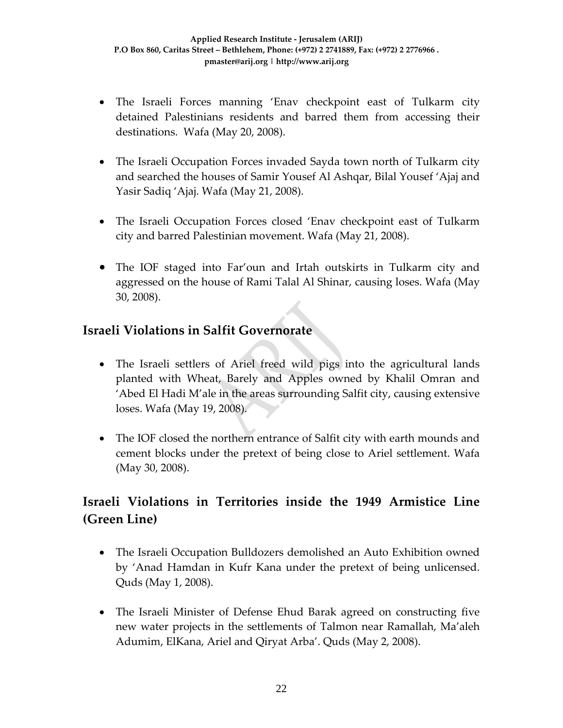- The Israeli Forces manning 'Enav checkpoint east of Tulkarm city detained Palestinians residents and barred them from accessing their destinations. Wafa (May 20, 2008).

- The Israeli Occupation Forces invaded Sayda town north of Tulkarm city and searched the houses of Samir Yousef Al Ashqar, Bilal Yousef 'Ajaj and Yasir Sadiq 'Ajaj. Wafa (May 21, 2008).

- The Israeli Occupation Forces closed 'Enav checkpoint east of Tulkarm city and barred Palestinian movement. Wafa (May 21, 2008).

- The IOF staged into Far'oun and Irtah outskirts in Tulkarm city and aggressed on the house of Rami Talal Al Shinar, causing loses. Wafa (May 30, 2008).

## Israeli Violations in Salfit Governorate

- The Israeli settlers of Ariel freed wild pigs into the agricultural lands planted with Wheat, Barely and Apples owned by Khalil Omran and 'Abed El Hadi M'ale in the areas surrounding Salfit city, causing extensive loses. Wafa (May 19, 2008).

- The IOF closed the northern entrance of Salfit city with earth mounds and cement blocks under the pretext of being close to Ariel settlement. Wafa (May 30, 2008).

## Israeli Violations in Territories inside the 1949 Armistice Line (Green Line)

- The Israeli Occupation Bulldozers demolished an Auto Exhibition owned by 'Anad Hamdan in Kufr Kana under the pretext of being unlicensed. Quds (May 1, 2008).

- The Israeli Minister of Defense Ehud Barak agreed on constructing five new water projects in the settlements of Talmon near Ramallah, Ma'aleh Adumim, ElKana, Ariel and Qiryat Arba'. Quds (May 2, 2008).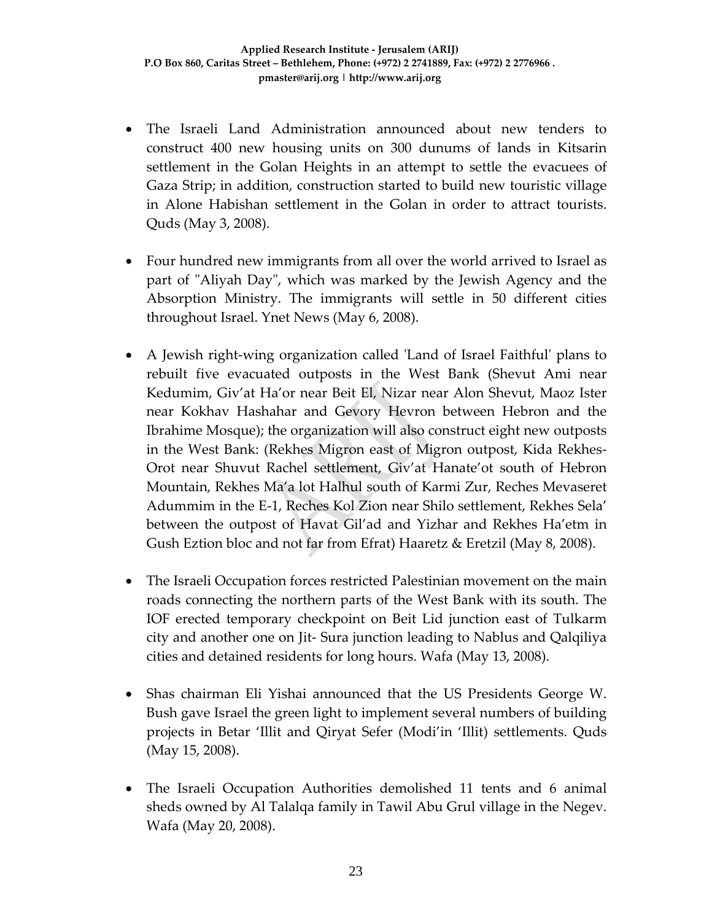- The Israeli Land Administration announced about new tenders to construct 400 new housing units on 300 dunums of lands in Kitsarin settlement in the Golan Heights in an attempt to settle the evacuees of Gaza Strip; in addition, construction started to build new touristic village in Alone Habishan settlement in the Golan in order to attract tourists. Quds (May 3, 2008).

- Four hundred new immigrants from all over the world arrived to Israel as part of "Aliyah Day", which was marked by the Jewish Agency and the Absorption Ministry. The immigrants will settle in 50 different cities throughout Israel. Ynet News (May 6, 2008).

- A Jewish right-wing organization called 'Land of Israel Faithful' plans to rebuilt five evacuated outposts in the West Bank (Shevut Ami near Kedumim, Giv'at Ha'or near Beit El, Nizar near Alon Shevut, Maoz Ister near Kokhav Hashahar and Gevory Hevron between Hebron and the Ibrahime Mosque); the organization will also construct eight new outposts in the West Bank: (Rekhes Migron east of Migron outpost, Kida Rekhes-Orot near Shuvut Rachel settlement, Giv'at Hanate'ot south of Hebron Mountain, Rekhes Ma'a lot Halhul south of Karmi Zur, Reches Mevaseret Adummim in the E-1, Reches Kol Zion near Shilo settlement, Rekhes Sela' between the outpost of Havat Gil'ad and Yizhar and Rekhes Ha'etm in Gush Eztion bloc and not far from Efrat) Haaretz & Eretzil (May 8, 2008).

- The Israeli Occupation forces restricted Palestinian movement on the main roads connecting the northern parts of the West Bank with its south. The IOF erected temporary checkpoint on Beit Lid junction east of Tulkarm city and another one on Jit- Sura junction leading to Nablus and Qalqiliya cities and detained residents for long hours. Wafa (May 13, 2008).

- Shas chairman Eli Yishai announced that the US Presidents George W. Bush gave Israel the green light to implement several numbers of building projects in Betar 'Illit and Qiryat Sefer (Modi'in 'Illit) settlements. Quds (May 15, 2008).

- The Israeli Occupation Authorities demolished 11 tents and 6 animal sheds owned by Al Talalqa family in Tawil Abu Grul village in the Negev. Wafa (May 20, 2008).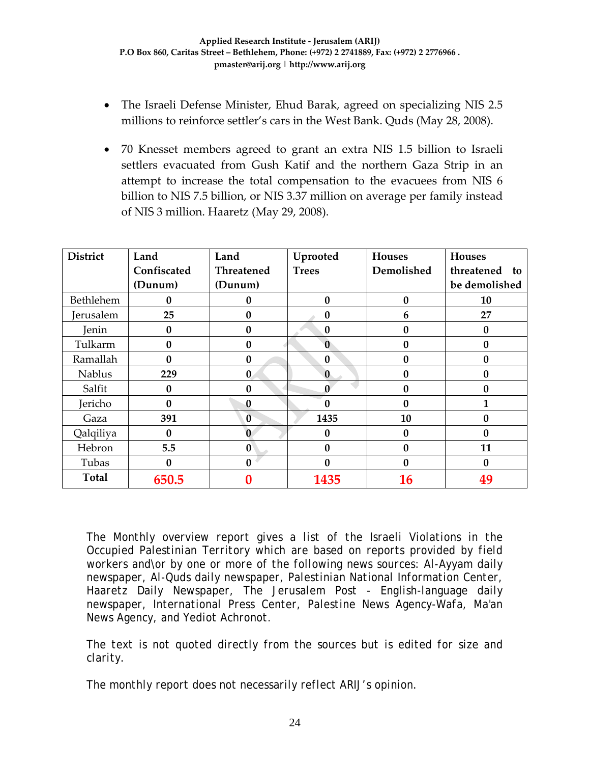- The Israeli Defense Minister, Ehud Barak, agreed on specializing NIS 2.5 millions to reinforce settler's cars in the West Bank. Quds (May 28, 2008).

- 70 Knesset members agreed to grant an extra NIS 1.5 billion to Israeli settlers evacuated from Gush Katif and the northern Gaza Strip in an attempt to increase the total compensation to the evacuees from NIS 6 billion to NIS 7.5 billion, or NIS 3.37 million on average per family instead of NIS 3 million. Haaretz (May 29, 2008).

| District | Land Confiscated (Dunum) | Land Threatened (Dunum) | Uprooted Trees | Houses Demolished | Houses threatened to be demolished |
|---|---|---|---|---|---|
| Bethlehem | 0 | 0 | 0 | 0 | 10 |
| Jerusalem | 25 | 0 | 0 | 6 | 27 |
| Jenin | 0 | 0 | 0 | 0 | 0 |
| Tulkarm | 0 | 0 | 0 | 0 | 0 |
| Ramallah | 0 | 0 | 0 | 0 | 0 |
| Nablus | 229 | 0 | 0 | 0 | 0 |
| Salfit | 0 | 0 | 0 | 0 | 0 |
| Jericho | 0 | 0 | 0 | 0 | 1 |
| Gaza | 391 | 0 | 1435 | 10 | 0 |
| Qalqiliya | 0 | 0 | 0 | 0 | 0 |
| Hebron | 5.5 | 0 | 0 | 0 | 11 |
| Tubas | 0 | 0 | 0 | 0 | 0 |
| **Total** | **650.5** | **0** | **1435** | **16** | **49** |

The Monthly overview report gives a list of the Israeli Violations in the Occupied Palestinian Territory which are based on reports provided by field workers and\or by one or more of the following news sources: Al-Ayyam daily newspaper, Al-Quds daily newspaper, Palestinian National Information Center, Haaretz Daily Newspaper, The Jerusalem Post - English-language daily newspaper, International Press Center, Palestine News Agency-Wafa, Ma'an News Agency, and Yediot Achronot.

The text is not quoted directly from the sources but is edited for size and clarity.

The monthly report does not necessarily reflect ARIJ's opinion.